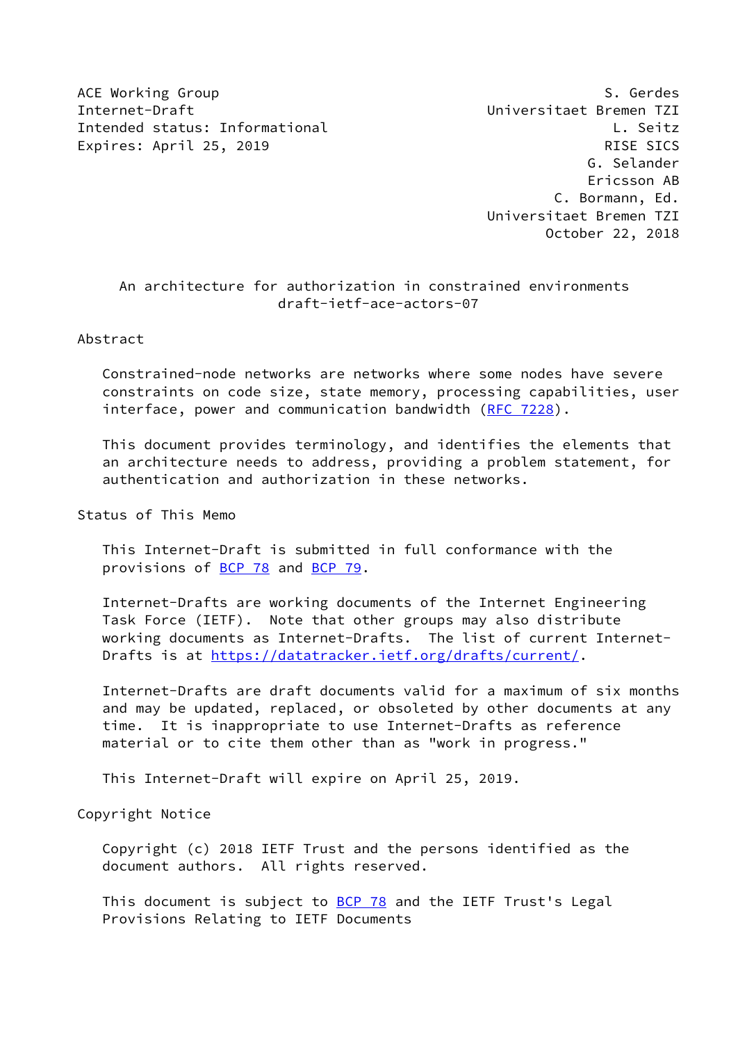ACE Working Group — S. Gerdes
Internet-Draft — Universitaet Bremen TZI
Intended status: Informational — L. Seitz
Expires: April 25, 2019 — RISE SICS

G. Selander
Ericsson AB
C. Bormann, Ed.
Universitaet Bremen TZI
October 22, 2018

# An architecture for authorization in constrained environments
draft-ietf-ace-actors-07

## Abstract

Constrained-node networks are networks where some nodes have severe constraints on code size, state memory, processing capabilities, user interface, power and communication bandwidth (RFC 7228).

This document provides terminology, and identifies the elements that an architecture needs to address, providing a problem statement, for authentication and authorization in these networks.

## Status of This Memo

This Internet-Draft is submitted in full conformance with the provisions of BCP 78 and BCP 79.

Internet-Drafts are working documents of the Internet Engineering Task Force (IETF). Note that other groups may also distribute working documents as Internet-Drafts. The list of current Internet-Drafts is at https://datatracker.ietf.org/drafts/current/.

Internet-Drafts are draft documents valid for a maximum of six months and may be updated, replaced, or obsoleted by other documents at any time. It is inappropriate to use Internet-Drafts as reference material or to cite them other than as "work in progress."

This Internet-Draft will expire on April 25, 2019.

## Copyright Notice

Copyright (c) 2018 IETF Trust and the persons identified as the document authors. All rights reserved.

This document is subject to BCP 78 and the IETF Trust's Legal Provisions Relating to IETF Documents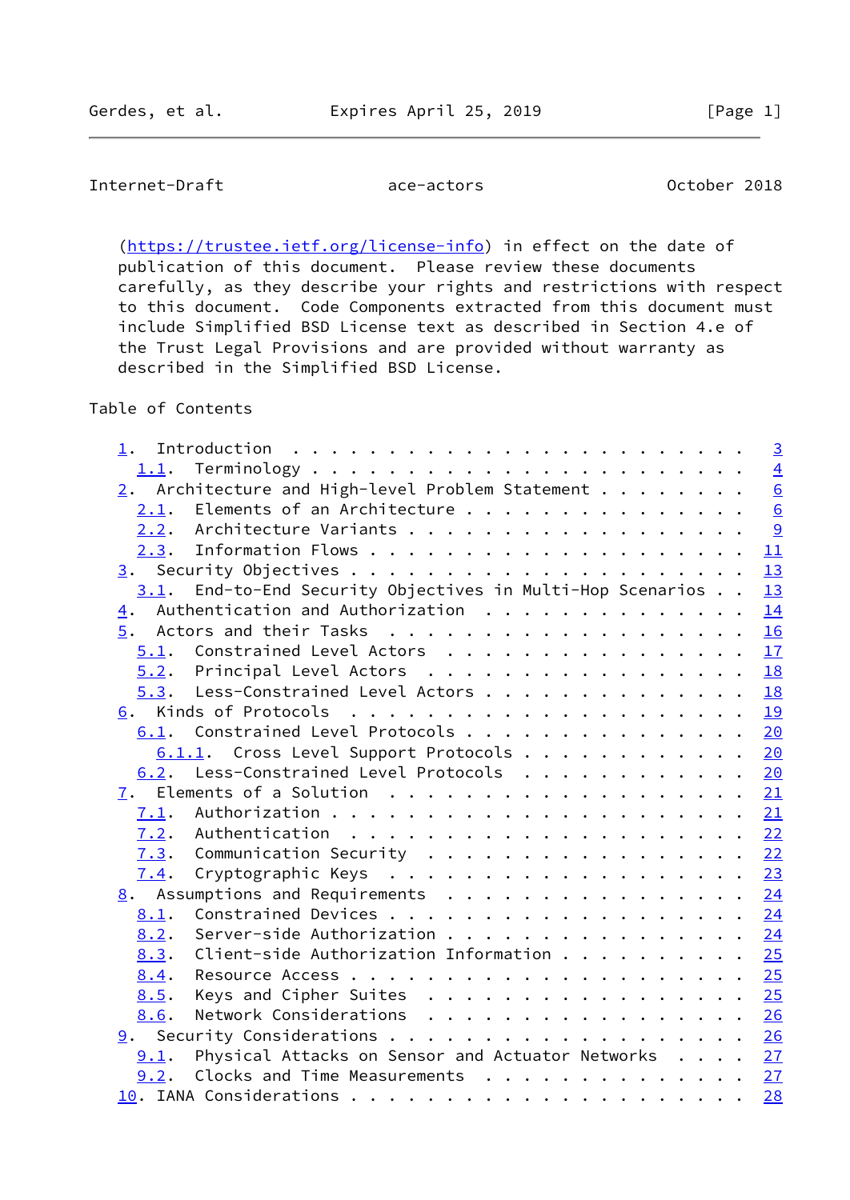(https://trustee.ietf.org/license-info) in effect on the date of publication of this document. Please review these documents carefully, as they describe your rights and restrictions with respect to this document. Code Components extracted from this document must include Simplified BSD License text as described in Section 4.e of the Trust Legal Provisions and are provided without warranty as described in the Simplified BSD License.

## Table of Contents

```
   1.  Introduction . . . . . . . . . . . . . . . . . . . . . . . .   3
     1.1.  Terminology  . . . . . . . . . . . . . . . . . . . . . .   4
   2.  Architecture and High-level Problem Statement  . . . . . . .   6
     2.1.  Elements of an Architecture  . . . . . . . . . . . . . .   6
     2.2.  Architecture Variants  . . . . . . . . . . . . . . . . .   9
     2.3.  Information Flows  . . . . . . . . . . . . . . . . . . .  11
   3.  Security Objectives  . . . . . . . . . . . . . . . . . . . .  13
     3.1.  End-to-End Security Objectives in Multi-Hop Scenarios  .  13
   4.  Authentication and Authorization . . . . . . . . . . . . . .  14
   5.  Actors and their Tasks . . . . . . . . . . . . . . . . . . .  16
     5.1.  Constrained Level Actors . . . . . . . . . . . . . . . .  17
     5.2.  Principal Level Actors . . . . . . . . . . . . . . . . .  18
     5.3.  Less-Constrained Level Actors  . . . . . . . . . . . . .  18
   6.  Kinds of Protocols . . . . . . . . . . . . . . . . . . . . .  19
     6.1.  Constrained Level Protocols  . . . . . . . . . . . . . .  20
       6.1.1.  Cross Level Support Protocols  . . . . . . . . . . .  20
     6.2.  Less-Constrained Level Protocols . . . . . . . . . . . .  20
   7.  Elements of a Solution . . . . . . . . . . . . . . . . . . .  21
     7.1.  Authorization  . . . . . . . . . . . . . . . . . . . . .  21
     7.2.  Authentication . . . . . . . . . . . . . . . . . . . . .  22
     7.3.  Communication Security . . . . . . . . . . . . . . . . .  22
     7.4.  Cryptographic Keys . . . . . . . . . . . . . . . . . . .  23
   8.  Assumptions and Requirements . . . . . . . . . . . . . . . .  24
     8.1.  Constrained Devices  . . . . . . . . . . . . . . . . . .  24
     8.2.  Server-side Authorization  . . . . . . . . . . . . . . .  24
     8.3.  Client-side Authorization Information  . . . . . . . . .  25
     8.4.  Resource Access  . . . . . . . . . . . . . . . . . . . .  25
     8.5.  Keys and Cipher Suites . . . . . . . . . . . . . . . . .  25
     8.6.  Network Considerations . . . . . . . . . . . . . . . . .  26
   9.  Security Considerations  . . . . . . . . . . . . . . . . . .  26
     9.1.  Physical Attacks on Sensor and Actuator Networks . . . .  27
     9.2.  Clocks and Time Measurements . . . . . . . . . . . . . .  27
   10. IANA Considerations  . . . . . . . . . . . . . . . . . . . .  28
```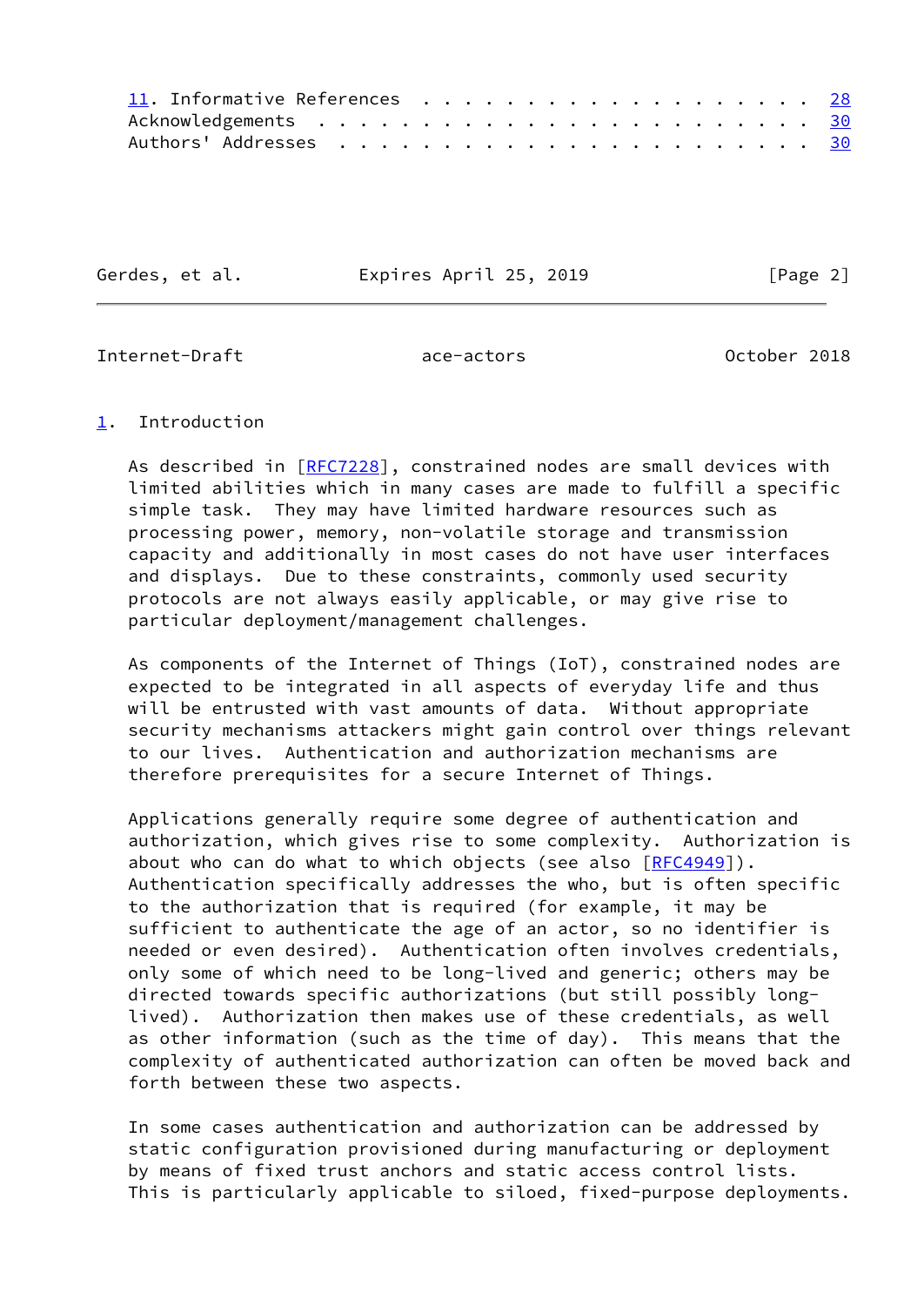11. Informative References . . . . . . . . . . . . . . . . . . . . 28
Acknowledgements . . . . . . . . . . . . . . . . . . . . . . . . 30
Authors' Addresses . . . . . . . . . . . . . . . . . . . . . . . 30

## 1. Introduction

As described in [RFC7228], constrained nodes are small devices with limited abilities which in many cases are made to fulfill a specific simple task. They may have limited hardware resources such as processing power, memory, non-volatile storage and transmission capacity and additionally in most cases do not have user interfaces and displays. Due to these constraints, commonly used security protocols are not always easily applicable, or may give rise to particular deployment/management challenges.

As components of the Internet of Things (IoT), constrained nodes are expected to be integrated in all aspects of everyday life and thus will be entrusted with vast amounts of data. Without appropriate security mechanisms attackers might gain control over things relevant to our lives. Authentication and authorization mechanisms are therefore prerequisites for a secure Internet of Things.

Applications generally require some degree of authentication and authorization, which gives rise to some complexity. Authorization is about who can do what to which objects (see also [RFC4949]). Authentication specifically addresses the who, but is often specific to the authorization that is required (for example, it may be sufficient to authenticate the age of an actor, so no identifier is needed or even desired). Authentication often involves credentials, only some of which need to be long-lived and generic; others may be directed towards specific authorizations (but still possibly long-lived). Authorization then makes use of these credentials, as well as other information (such as the time of day). This means that the complexity of authenticated authorization can often be moved back and forth between these two aspects.

In some cases authentication and authorization can be addressed by static configuration provisioned during manufacturing or deployment by means of fixed trust anchors and static access control lists. This is particularly applicable to siloed, fixed-purpose deployments.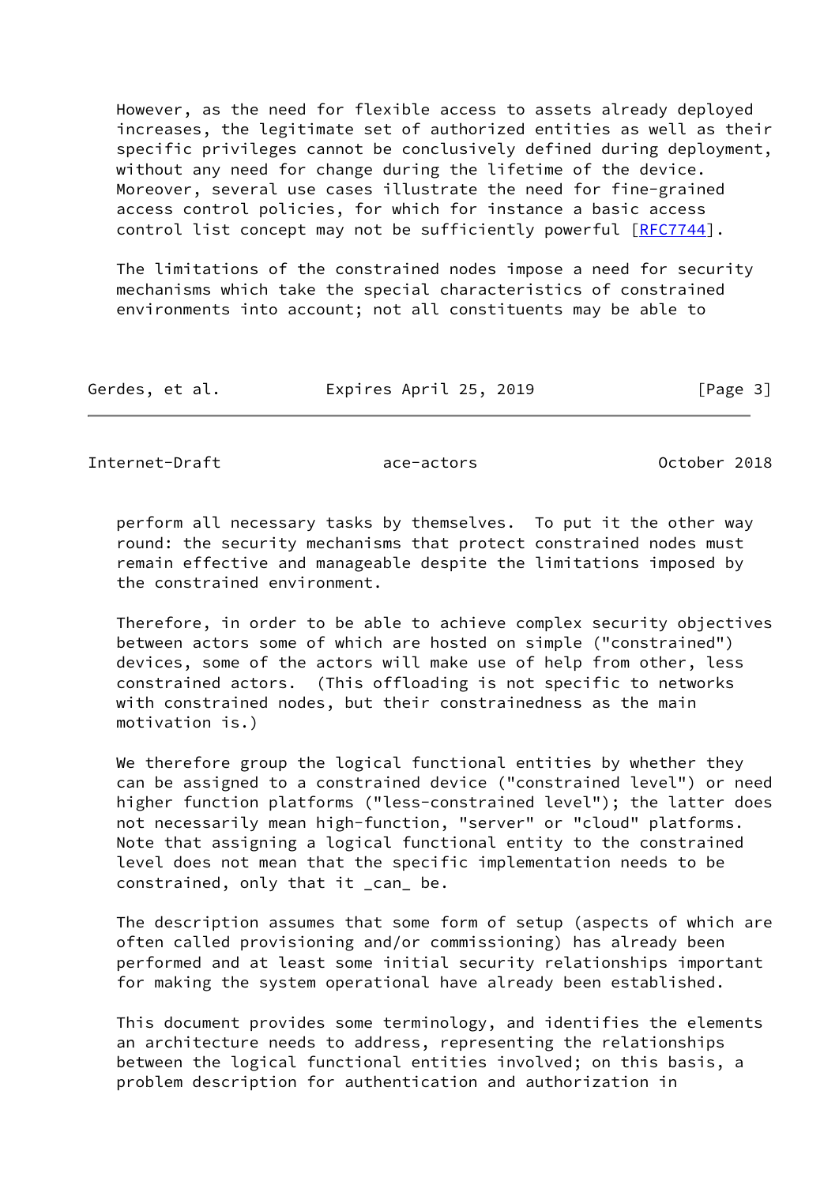However, as the need for flexible access to assets already deployed increases, the legitimate set of authorized entities as well as their specific privileges cannot be conclusively defined during deployment, without any need for change during the lifetime of the device. Moreover, several use cases illustrate the need for fine-grained access control policies, for which for instance a basic access control list concept may not be sufficiently powerful [RFC7744].

The limitations of the constrained nodes impose a need for security mechanisms which take the special characteristics of constrained environments into account; not all constituents may be able to perform all necessary tasks by themselves. To put it the other way round: the security mechanisms that protect constrained nodes must remain effective and manageable despite the limitations imposed by the constrained environment.

Therefore, in order to be able to achieve complex security objectives between actors some of which are hosted on simple ("constrained") devices, some of the actors will make use of help from other, less constrained actors. (This offloading is not specific to networks with constrained nodes, but their constrainedness as the main motivation is.)

We therefore group the logical functional entities by whether they can be assigned to a constrained device ("constrained level") or need higher function platforms ("less-constrained level"); the latter does not necessarily mean high-function, "server" or "cloud" platforms. Note that assigning a logical functional entity to the constrained level does not mean that the specific implementation needs to be constrained, only that it _can_ be.

The description assumes that some form of setup (aspects of which are often called provisioning and/or commissioning) has already been performed and at least some initial security relationships important for making the system operational have already been established.

This document provides some terminology, and identifies the elements an architecture needs to address, representing the relationships between the logical functional entities involved; on this basis, a problem description for authentication and authorization in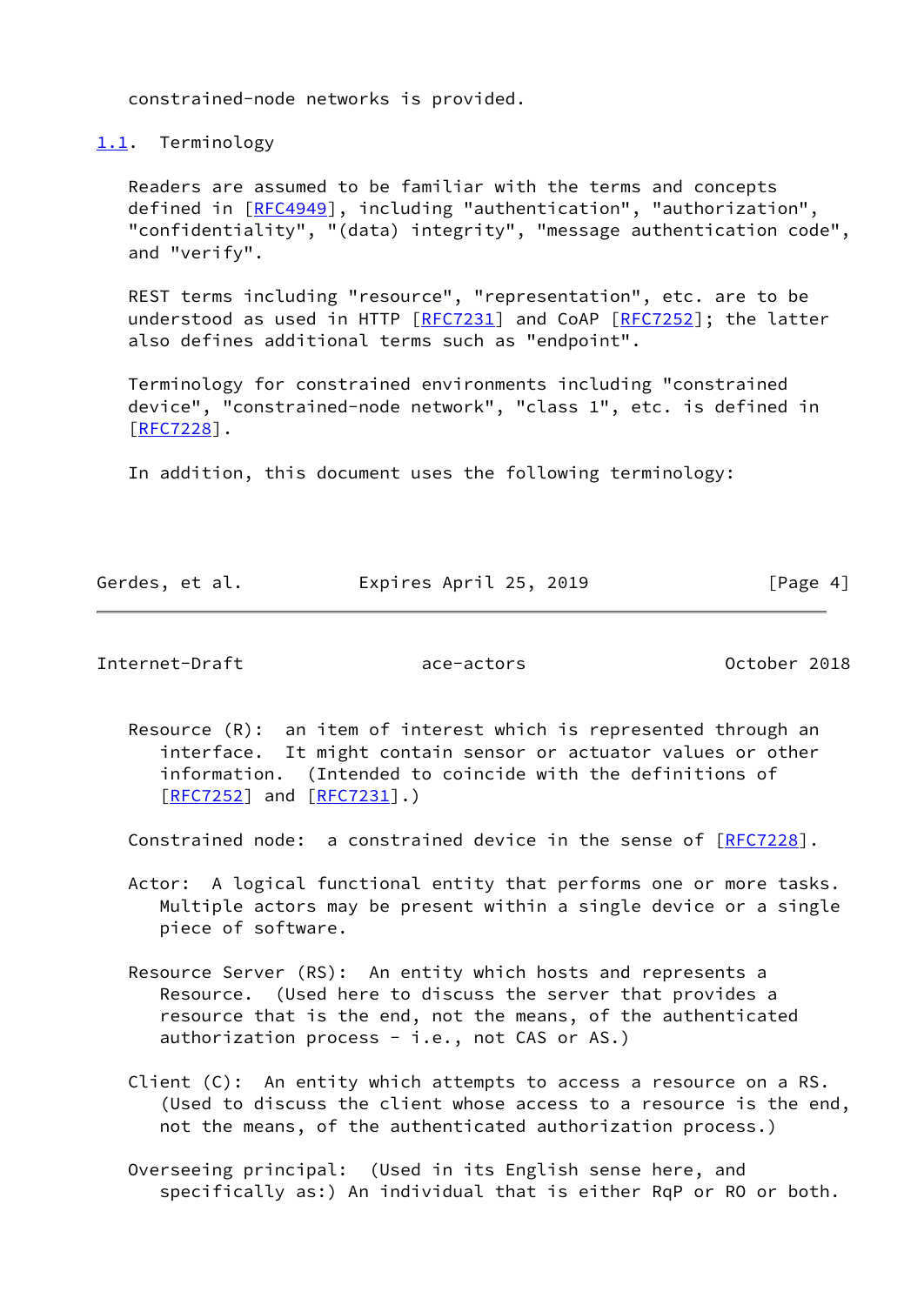constrained-node networks is provided.

## 1.1. Terminology

Readers are assumed to be familiar with the terms and concepts defined in [RFC4949], including "authentication", "authorization", "confidentiality", "(data) integrity", "message authentication code", and "verify".

REST terms including "resource", "representation", etc. are to be understood as used in HTTP [RFC7231] and CoAP [RFC7252]; the latter also defines additional terms such as "endpoint".

Terminology for constrained environments including "constrained device", "constrained-node network", "class 1", etc. is defined in [RFC7228].

In addition, this document uses the following terminology:

Resource (R): an item of interest which is represented through an interface. It might contain sensor or actuator values or other information. (Intended to coincide with the definitions of [RFC7252] and [RFC7231].)

Constrained node: a constrained device in the sense of [RFC7228].

Actor: A logical functional entity that performs one or more tasks. Multiple actors may be present within a single device or a single piece of software.

Resource Server (RS): An entity which hosts and represents a Resource. (Used here to discuss the server that provides a resource that is the end, not the means, of the authenticated authorization process - i.e., not CAS or AS.)

Client (C): An entity which attempts to access a resource on a RS. (Used to discuss the client whose access to a resource is the end, not the means, of the authenticated authorization process.)

Overseeing principal: (Used in its English sense here, and specifically as:) An individual that is either RqP or RO or both.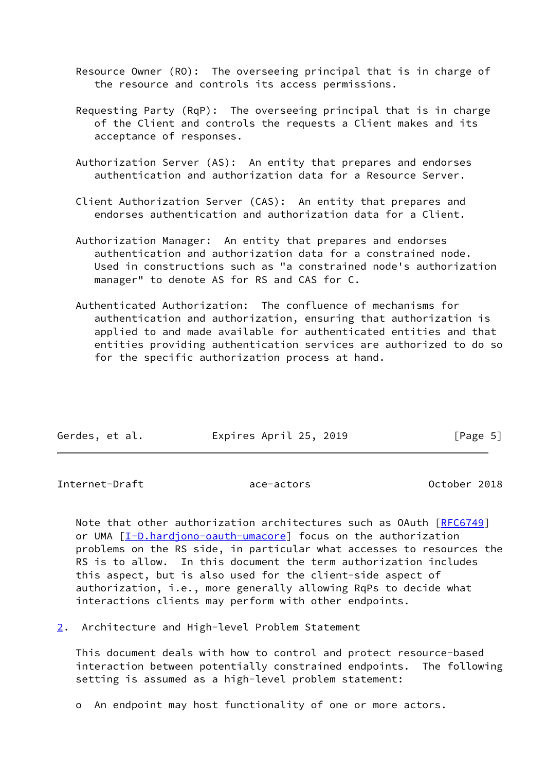Resource Owner (RO): The overseeing principal that is in charge of the resource and controls its access permissions.

Requesting Party (RqP): The overseeing principal that is in charge of the Client and controls the requests a Client makes and its acceptance of responses.

Authorization Server (AS): An entity that prepares and endorses authentication and authorization data for a Resource Server.

Client Authorization Server (CAS): An entity that prepares and endorses authentication and authorization data for a Client.

Authorization Manager: An entity that prepares and endorses authentication and authorization data for a constrained node. Used in constructions such as "a constrained node's authorization manager" to denote AS for RS and CAS for C.

Authenticated Authorization: The confluence of mechanisms for authentication and authorization, ensuring that authorization is applied to and made available for authenticated entities and that entities providing authentication services are authorized to do so for the specific authorization process at hand.

Note that other authorization architectures such as OAuth [RFC6749] or UMA [I-D.hardjono-oauth-umacore] focus on the authorization problems on the RS side, in particular what accesses to resources the RS is to allow. In this document the term authorization includes this aspect, but is also used for the client-side aspect of authorization, i.e., more generally allowing RqPs to decide what interactions clients may perform with other endpoints.

## 2. Architecture and High-level Problem Statement

This document deals with how to control and protect resource-based interaction between potentially constrained endpoints. The following setting is assumed as a high-level problem statement:

- An endpoint may host functionality of one or more actors.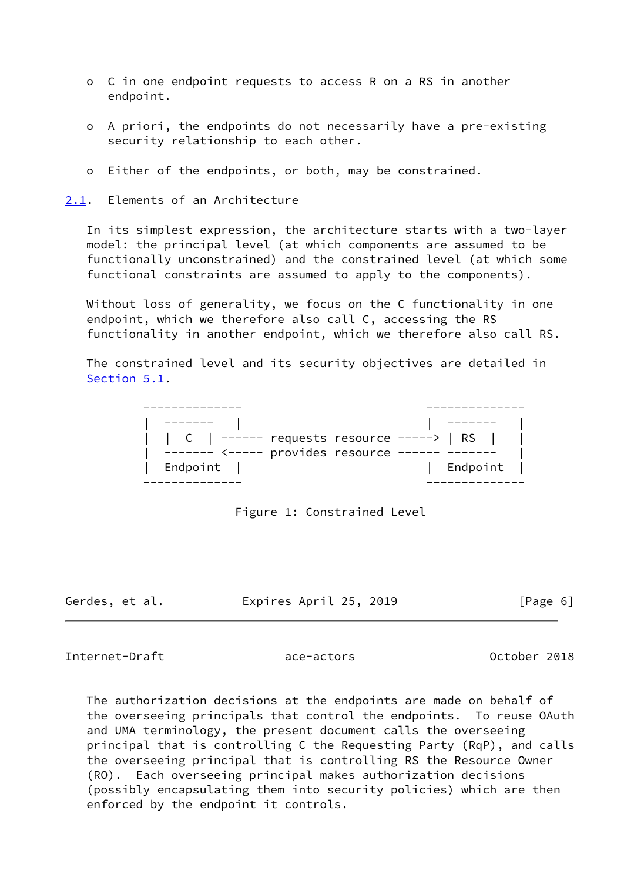- C in one endpoint requests to access R on a RS in another endpoint.

- A priori, the endpoints do not necessarily have a pre-existing security relationship to each other.

- Either of the endpoints, or both, may be constrained.

## 2.1. Elements of an Architecture

In its simplest expression, the architecture starts with a two-layer model: the principal level (at which components are assumed to be functionally unconstrained) and the constrained level (at which some functional constraints are assumed to apply to the components).

Without loss of generality, we focus on the C functionality in one endpoint, which we therefore also call C, accessing the RS functionality in another endpoint, which we therefore also call RS.

The constrained level and its security objectives are detailed in Section 5.1.

```
  --------------                                 --------------
  |  -------    |                                |  -------    |
  |  |  C  | ------ requests resource -----> | RS  |    |
  |  ------- <----- provides resource ------ -------    |
  |  Endpoint  |                                |  Endpoint  |
  --------------                                 --------------
```

Figure 1: Constrained Level

The authorization decisions at the endpoints are made on behalf of the overseeing principals that control the endpoints. To reuse OAuth and UMA terminology, the present document calls the overseeing principal that is controlling C the Requesting Party (RqP), and calls the overseeing principal that is controlling RS the Resource Owner (RO). Each overseeing principal makes authorization decisions (possibly encapsulating them into security policies) which are then enforced by the endpoint it controls.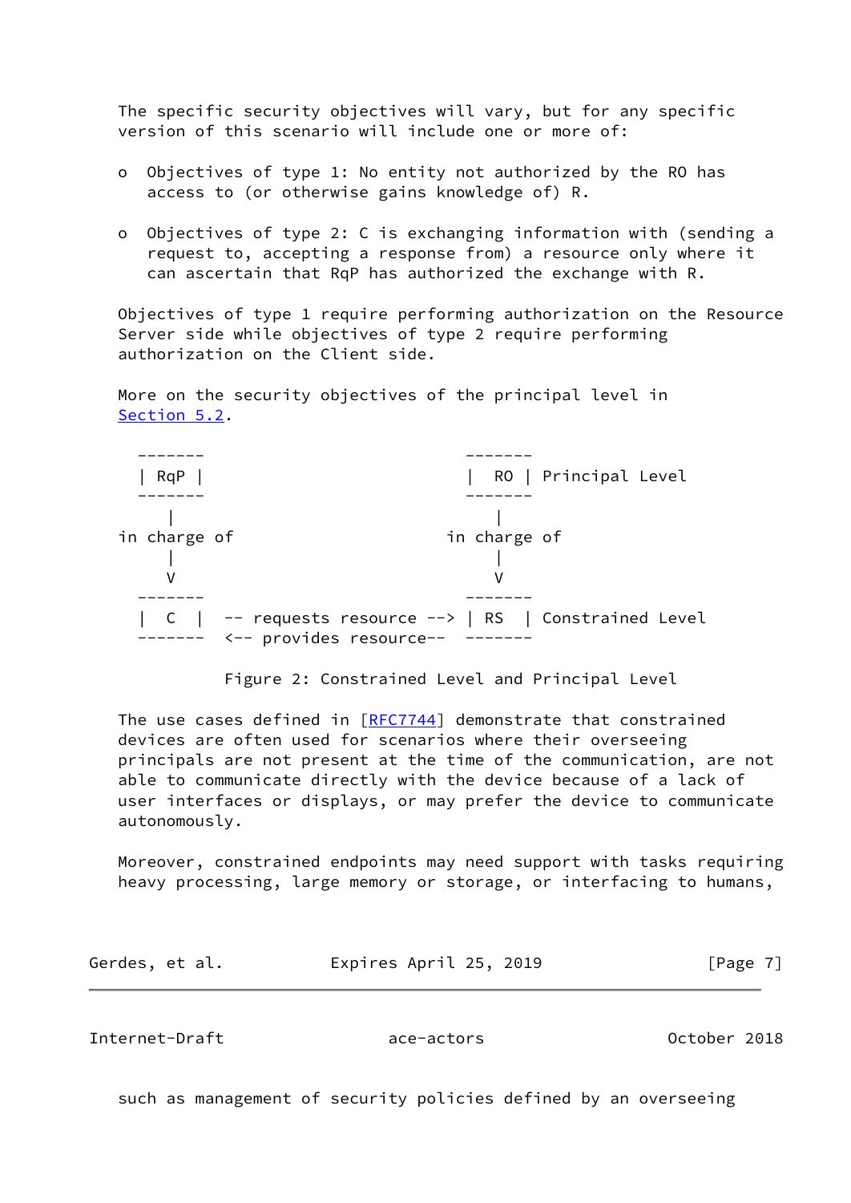The specific security objectives will vary, but for any specific version of this scenario will include one or more of:

- Objectives of type 1: No entity not authorized by the RO has access to (or otherwise gains knowledge of) R.

- Objectives of type 2: C is exchanging information with (sending a request to, accepting a response from) a resource only where it can ascertain that RqP has authorized the exchange with R.

Objectives of type 1 require performing authorization on the Resource Server side while objectives of type 2 require performing authorization on the Client side.

More on the security objectives of the principal level in Section 5.2.

```
 -------                           -------
 | RqP |                           |  RO | Principal Level
 -------                           -------
    |                                 |
in charge of                      in charge of
    |                                 |
    V                                 V
 -------                           -------
 |  C  |  -- requests resource --> | RS  | Constrained Level
 -------  <-- provides resource--  -------
```

Figure 2: Constrained Level and Principal Level

The use cases defined in [RFC7744] demonstrate that constrained devices are often used for scenarios where their overseeing principals are not present at the time of the communication, are not able to communicate directly with the device because of a lack of user interfaces or displays, or may prefer the device to communicate autonomously.

Moreover, constrained endpoints may need support with tasks requiring heavy processing, large memory or storage, or interfacing to humans, such as management of security policies defined by an overseeing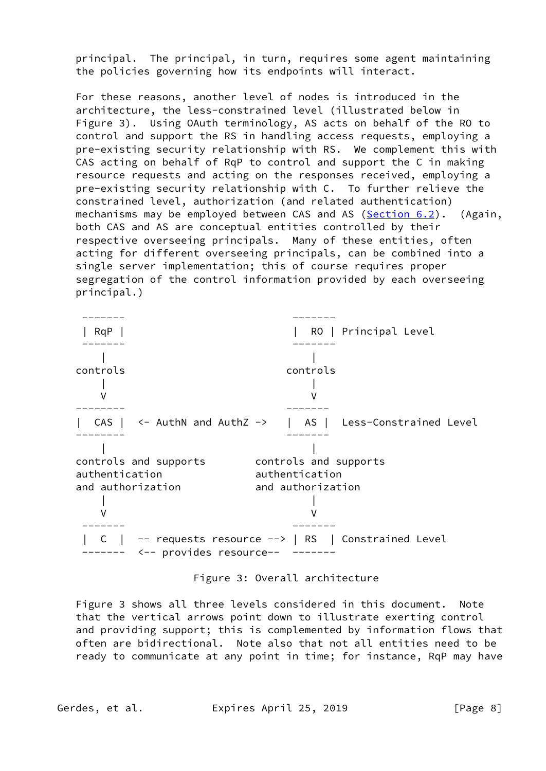principal. The principal, in turn, requires some agent maintaining the policies governing how its endpoints will interact.

For these reasons, another level of nodes is introduced in the architecture, the less-constrained level (illustrated below in Figure 3). Using OAuth terminology, AS acts on behalf of the RO to control and support the RS in handling access requests, employing a pre-existing security relationship with RS. We complement this with CAS acting on behalf of RqP to control and support the C in making resource requests and acting on the responses received, employing a pre-existing security relationship with C. To further relieve the constrained level, authorization (and related authentication) mechanisms may be employed between CAS and AS (Section 6.2). (Again, both CAS and AS are conceptual entities controlled by their respective overseeing principals. Many of these entities, often acting for different overseeing principals, can be combined into a single server implementation; this of course requires proper segregation of the control information provided by each overseeing principal.)

```
 -------                               -------
 | RqP |                               |  RO  |  Principal Level
 -------                               -------
    |                                     |
 controls                              controls
    |                                     |
    V                                     V
--------                               -------
|  CAS  |  <- AuthN and AuthZ ->       |  AS  |   Less-Constrained Level
--------                               -------
    |                                     |
controls and supports          controls and supports
authentication                 authentication
and authorization              and authorization
    |                                     |
    V                                     V
 -------                               -------
 |  C  |  -- requests resource --> | RS  | Constrained Level
 -------  <-- provides resource--  -------
```

Figure 3: Overall architecture

Figure 3 shows all three levels considered in this document. Note that the vertical arrows point down to illustrate exerting control and providing support; this is complemented by information flows that often are bidirectional. Note also that not all entities need to be ready to communicate at any point in time; for instance, RqP may have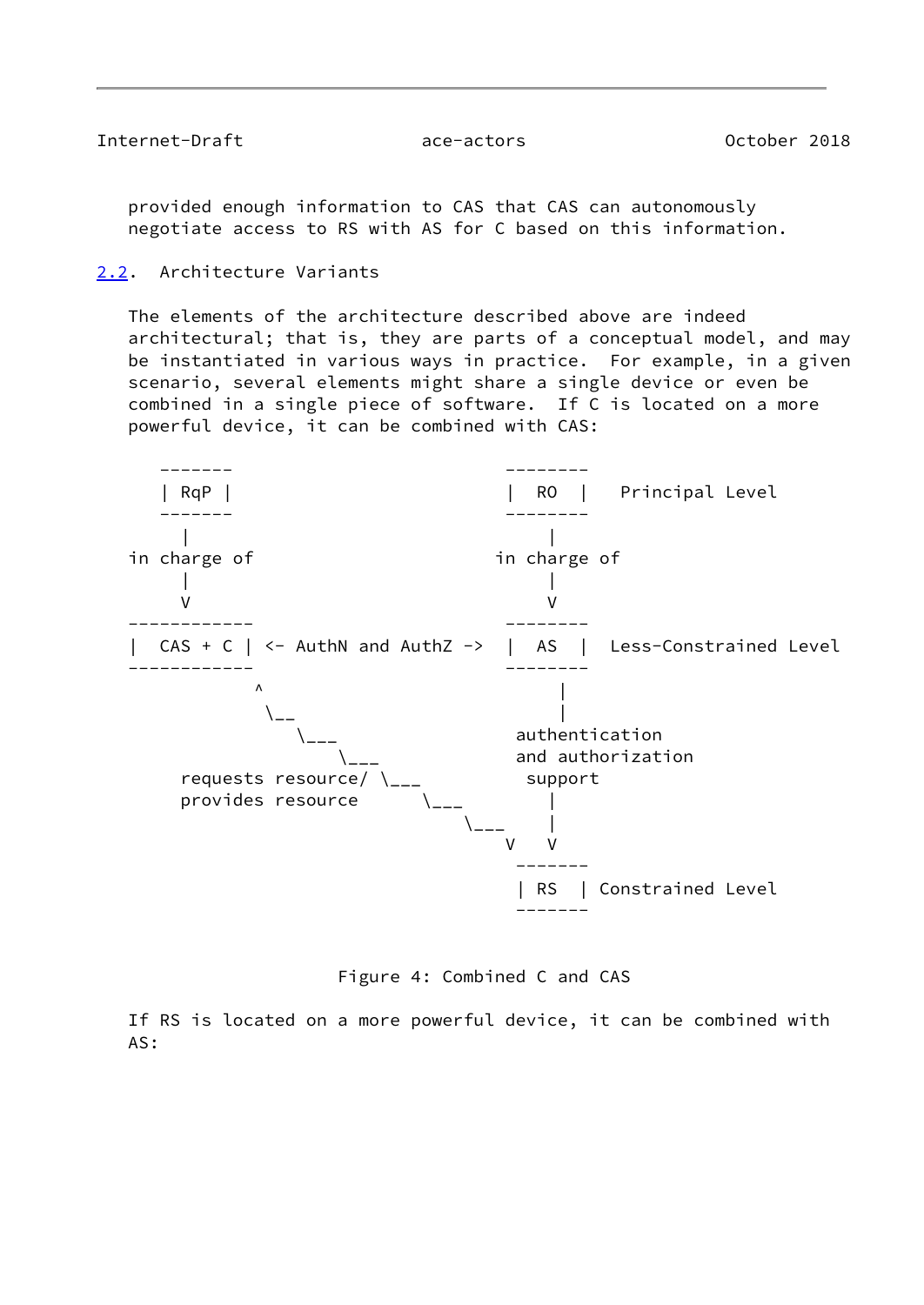provided enough information to CAS that CAS can autonomously negotiate access to RS with AS for C based on this information.

## 2.2. Architecture Variants

The elements of the architecture described above are indeed architectural; that is, they are parts of a conceptual model, and may be instantiated in various ways in practice. For example, in a given scenario, several elements might share a single device or even be combined in a single piece of software. If C is located on a more powerful device, it can be combined with CAS:

```
   -------                         --------
   | RqP |                         |  RO  |   Principal Level
   -------                         --------
      |                                |
 in charge of                     in charge of
      |                                |
      V                                V
------------                       --------
|  CAS + C | <- AuthN and AuthZ ->  |  AS  |  Less-Constrained Level
------------                       --------
           ^                            |
            \__                         |
               \___               authentication
                   \___           and authorization
     requests resource/ \___        support
     provides resource      \___       |
                                \___   |
                                    V  V
                                  -------
                                  | RS  | Constrained Level
                                  -------
```

Figure 4: Combined C and CAS

If RS is located on a more powerful device, it can be combined with AS: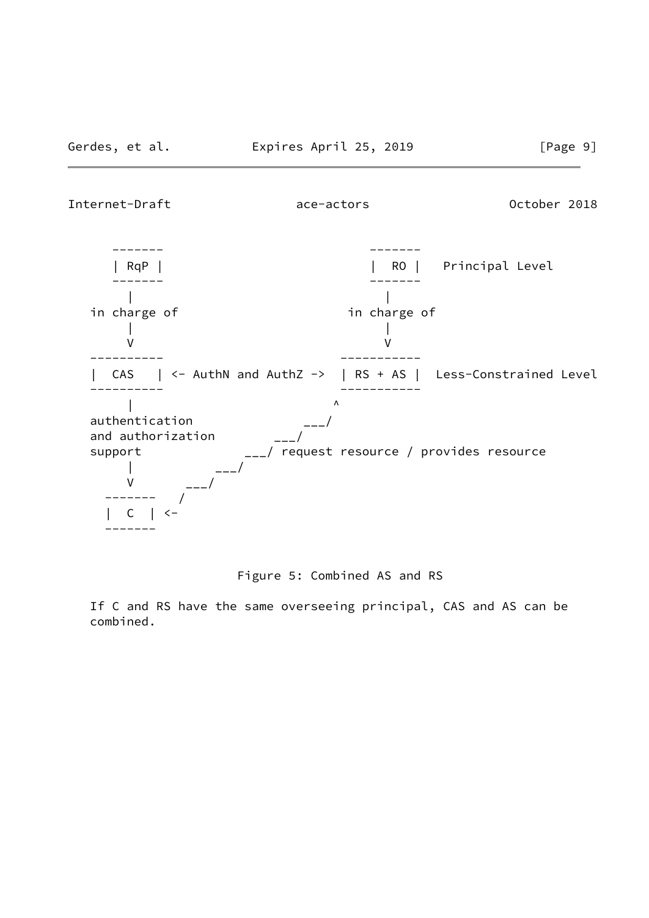```
      -------                              -------
      | RqP |                              |  RO |   Principal Level
      -------                              -------
         |                                    |
   in charge of                       in charge of
         |                                    |
         V                                    V
   ----------                           -----------
   |  CAS   | <- AuthN and AuthZ ->  | RS + AS |  Less-Constrained Level
   ----------                           -----------
         |                              ^
   authentication                   ___/
   and authorization            ___/
   support                  ___/ request resource / provides resource
         |              ___/
         V          ___/
     -------    /
     |  C  | <-
     -------
```

Figure 5: Combined AS and RS

If C and RS have the same overseeing principal, CAS and AS can be combined.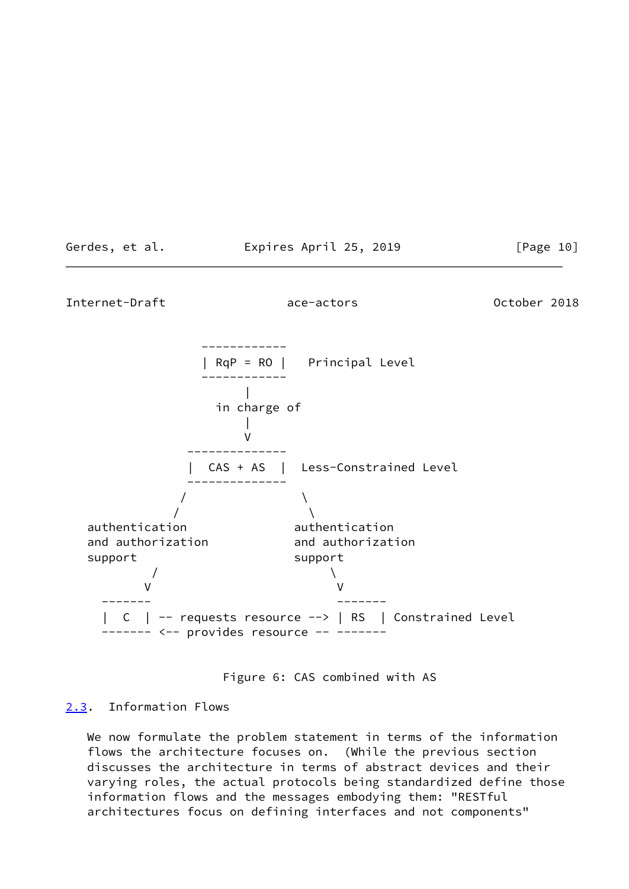```
                  ------------
                  | RqP = RO |   Principal Level
                  ------------
                        |
                    in charge of
                        |
                        V
                ---------------
                |  CAS + AS   |  Less-Constrained Level
                ---------------
               /               \
              /                 \
   authentication             authentication
   and authorization          and authorization
   support                    support
            /                       \
           V                         V
     -------                      -------
     |  C  | -- requests resource --> | RS  | Constrained Level
     ------- <-- provides resource -- -------
```

Figure 6: CAS combined with AS

## 2.3. Information Flows

We now formulate the problem statement in terms of the information flows the architecture focuses on. (While the previous section discusses the architecture in terms of abstract devices and their varying roles, the actual protocols being standardized define those information flows and the messages embodying them: "RESTful architectures focus on defining interfaces and not components"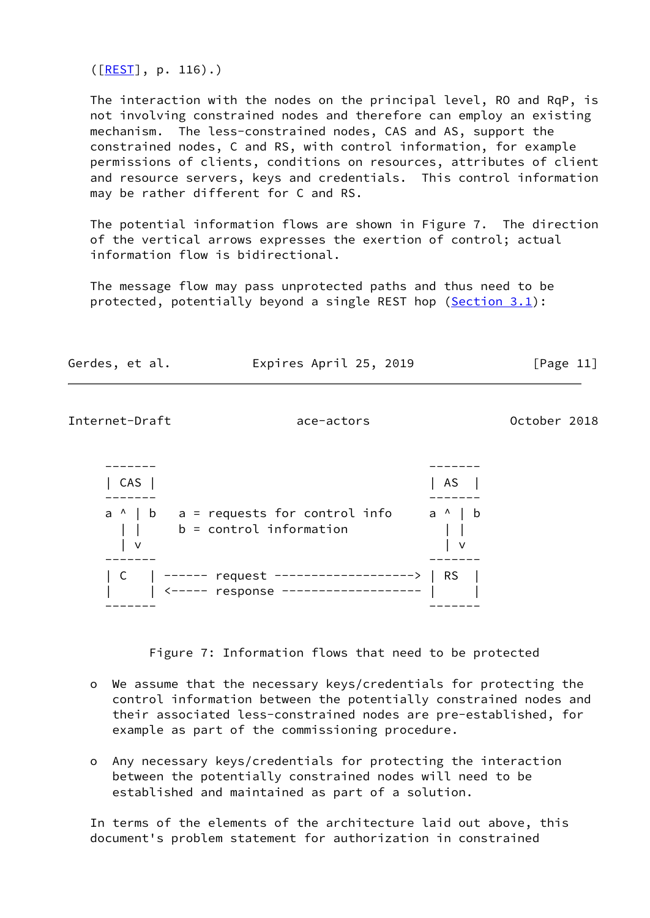([REST], p. 116).)

The interaction with the nodes on the principal level, RO and RqP, is not involving constrained nodes and therefore can employ an existing mechanism. The less-constrained nodes, CAS and AS, support the constrained nodes, C and RS, with control information, for example permissions of clients, conditions on resources, attributes of client and resource servers, keys and credentials. This control information may be rather different for C and RS.

The potential information flows are shown in Figure 7. The direction of the vertical arrows expresses the exertion of control; actual information flow is bidirectional.

The message flow may pass unprotected paths and thus need to be protected, potentially beyond a single REST hop (Section 3.1):

```
-------                                         -------
| CAS |                                         | AS  |
-------                                         -------
a ^ | b    a = requests for control info        a ^ | b
  | |      b = control information                | |
  | v                                             | v
-------                                         -------
| C   | ------ request -------------------> | RS  |
|     | <----- response ------------------- |     |
-------                                         -------
```

Figure 7: Information flows that need to be protected

- We assume that the necessary keys/credentials for protecting the control information between the potentially constrained nodes and their associated less-constrained nodes are pre-established, for example as part of the commissioning procedure.

- Any necessary keys/credentials for protecting the interaction between the potentially constrained nodes will need to be established and maintained as part of a solution.

In terms of the elements of the architecture laid out above, this document's problem statement for authorization in constrained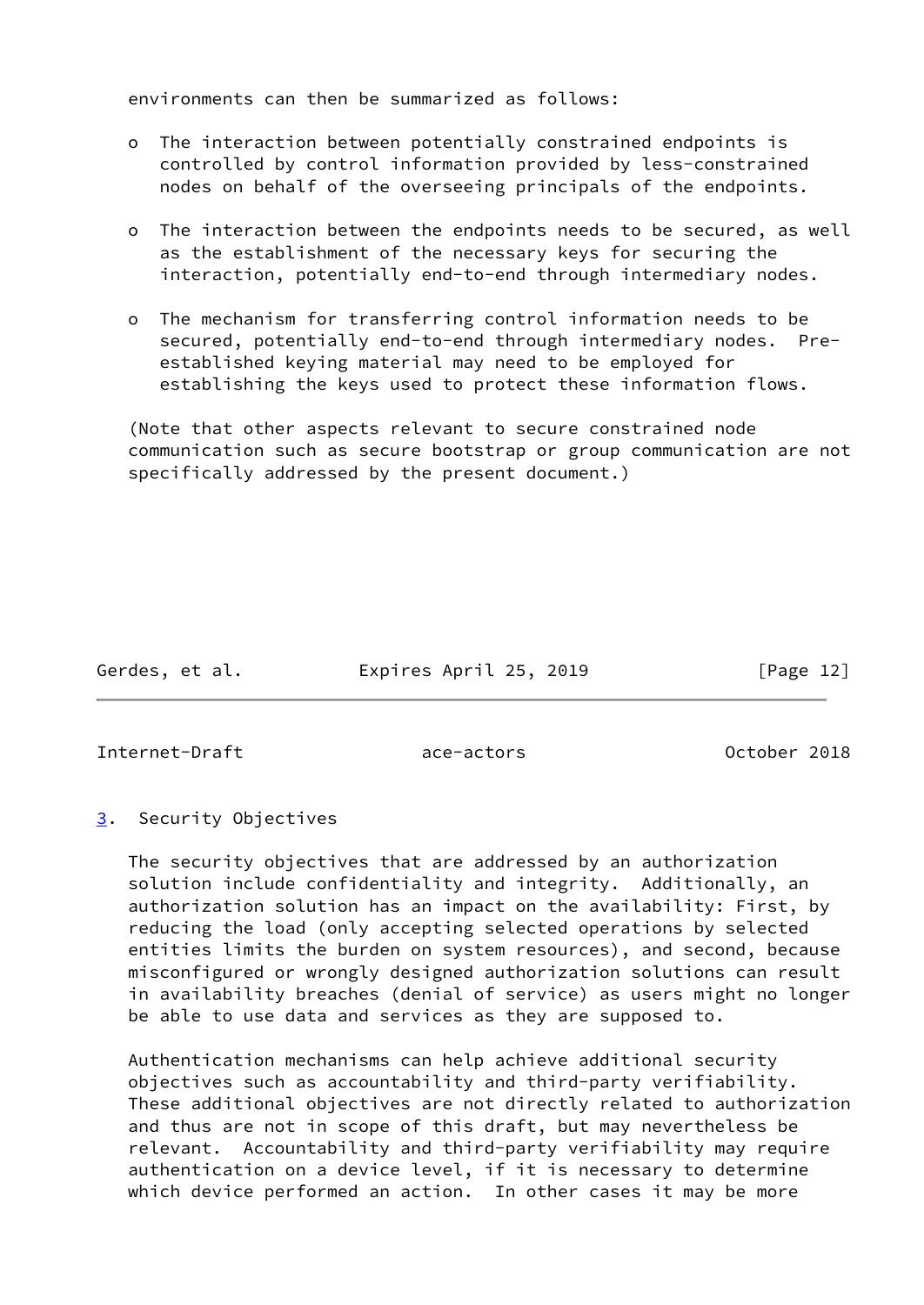environments can then be summarized as follows:

- The interaction between potentially constrained endpoints is controlled by control information provided by less-constrained nodes on behalf of the overseeing principals of the endpoints.

- The interaction between the endpoints needs to be secured, as well as the establishment of the necessary keys for securing the interaction, potentially end-to-end through intermediary nodes.

- The mechanism for transferring control information needs to be secured, potentially end-to-end through intermediary nodes. Pre-established keying material may need to be employed for establishing the keys used to protect these information flows.

(Note that other aspects relevant to secure constrained node communication such as secure bootstrap or group communication are not specifically addressed by the present document.)

## 3. Security Objectives

The security objectives that are addressed by an authorization solution include confidentiality and integrity. Additionally, an authorization solution has an impact on the availability: First, by reducing the load (only accepting selected operations by selected entities limits the burden on system resources), and second, because misconfigured or wrongly designed authorization solutions can result in availability breaches (denial of service) as users might no longer be able to use data and services as they are supposed to.

Authentication mechanisms can help achieve additional security objectives such as accountability and third-party verifiability. These additional objectives are not directly related to authorization and thus are not in scope of this draft, but may nevertheless be relevant. Accountability and third-party verifiability may require authentication on a device level, if it is necessary to determine which device performed an action. In other cases it may be more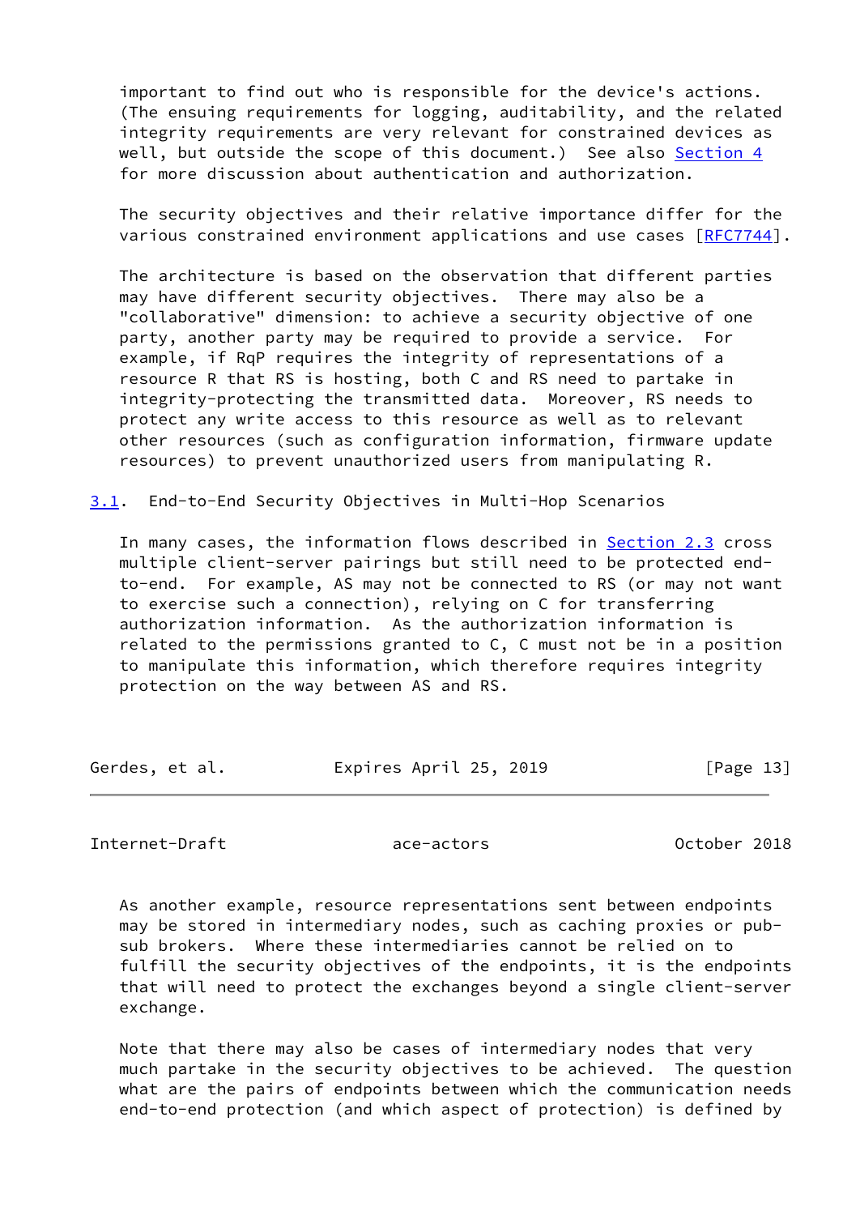important to find out who is responsible for the device's actions. (The ensuing requirements for logging, auditability, and the related integrity requirements are very relevant for constrained devices as well, but outside the scope of this document.) See also Section 4 for more discussion about authentication and authorization.

The security objectives and their relative importance differ for the various constrained environment applications and use cases [RFC7744].

The architecture is based on the observation that different parties may have different security objectives. There may also be a "collaborative" dimension: to achieve a security objective of one party, another party may be required to provide a service. For example, if RqP requires the integrity of representations of a resource R that RS is hosting, both C and RS need to partake in integrity-protecting the transmitted data. Moreover, RS needs to protect any write access to this resource as well as to relevant other resources (such as configuration information, firmware update resources) to prevent unauthorized users from manipulating R.

## 3.1. End-to-End Security Objectives in Multi-Hop Scenarios

In many cases, the information flows described in Section 2.3 cross multiple client-server pairings but still need to be protected end-to-end. For example, AS may not be connected to RS (or may not want to exercise such a connection), relying on C for transferring authorization information. As the authorization information is related to the permissions granted to C, C must not be in a position to manipulate this information, which therefore requires integrity protection on the way between AS and RS.

As another example, resource representations sent between endpoints may be stored in intermediary nodes, such as caching proxies or pub-sub brokers. Where these intermediaries cannot be relied on to fulfill the security objectives of the endpoints, it is the endpoints that will need to protect the exchanges beyond a single client-server exchange.

Note that there may also be cases of intermediary nodes that very much partake in the security objectives to be achieved. The question what are the pairs of endpoints between which the communication needs end-to-end protection (and which aspect of protection) is defined by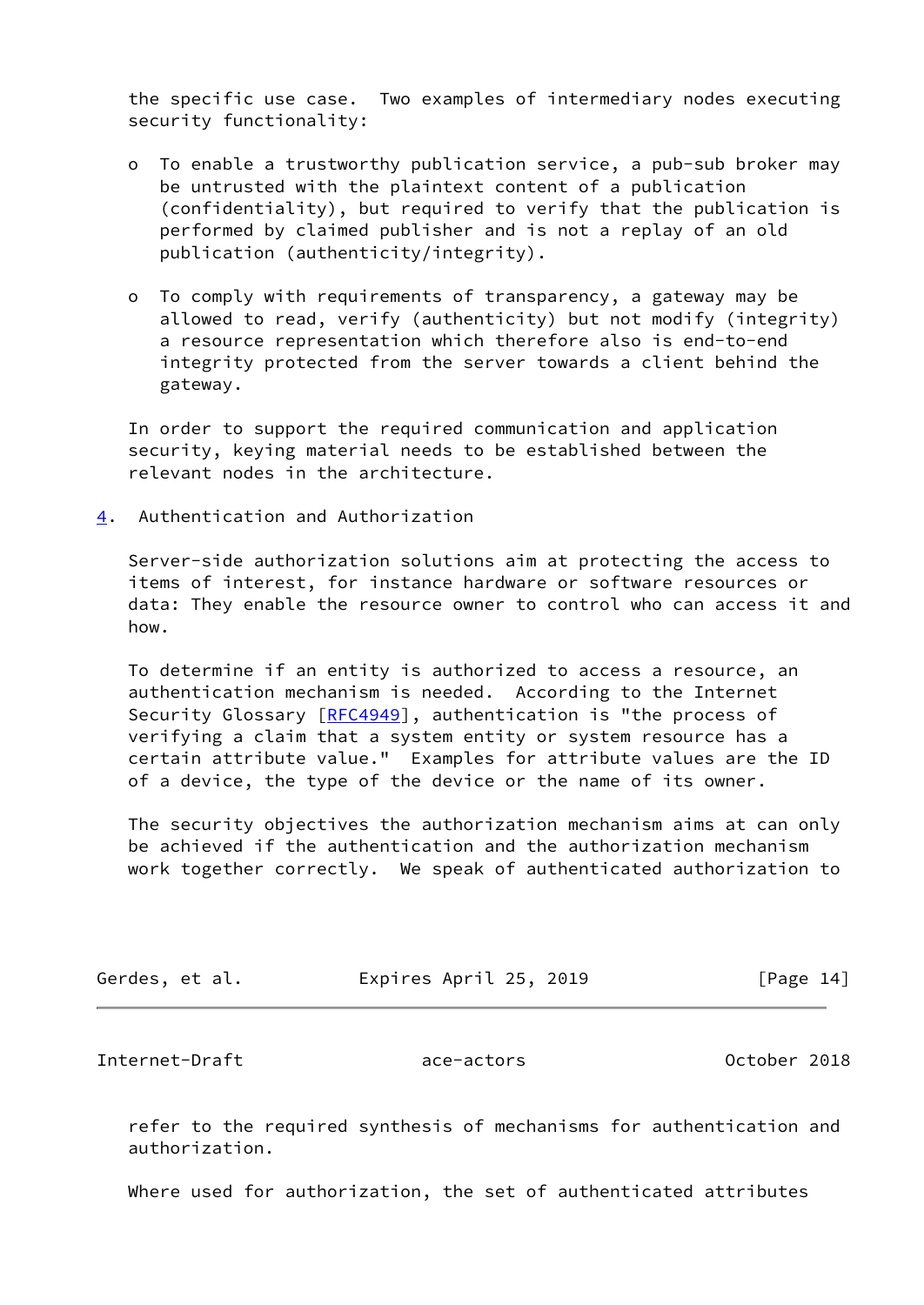the specific use case. Two examples of intermediary nodes executing security functionality:

- To enable a trustworthy publication service, a pub-sub broker may be untrusted with the plaintext content of a publication (confidentiality), but required to verify that the publication is performed by claimed publisher and is not a replay of an old publication (authenticity/integrity).

- To comply with requirements of transparency, a gateway may be allowed to read, verify (authenticity) but not modify (integrity) a resource representation which therefore also is end-to-end integrity protected from the server towards a client behind the gateway.

In order to support the required communication and application security, keying material needs to be established between the relevant nodes in the architecture.

## 4. Authentication and Authorization

Server-side authorization solutions aim at protecting the access to items of interest, for instance hardware or software resources or data: They enable the resource owner to control who can access it and how.

To determine if an entity is authorized to access a resource, an authentication mechanism is needed. According to the Internet Security Glossary [RFC4949], authentication is "the process of verifying a claim that a system entity or system resource has a certain attribute value." Examples for attribute values are the ID of a device, the type of the device or the name of its owner.

The security objectives the authorization mechanism aims at can only be achieved if the authentication and the authorization mechanism work together correctly. We speak of authenticated authorization to refer to the required synthesis of mechanisms for authentication and authorization.

Where used for authorization, the set of authenticated attributes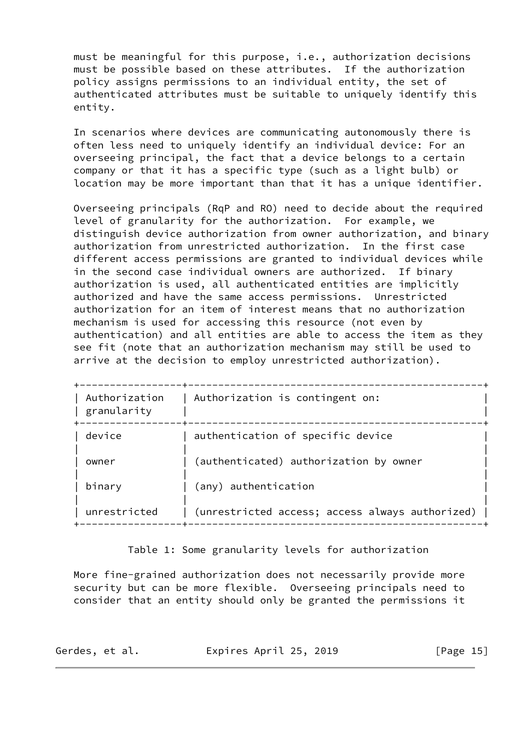must be meaningful for this purpose, i.e., authorization decisions must be possible based on these attributes. If the authorization policy assigns permissions to an individual entity, the set of authenticated attributes must be suitable to uniquely identify this entity.

In scenarios where devices are communicating autonomously there is often less need to uniquely identify an individual device: For an overseeing principal, the fact that a device belongs to a certain company or that it has a specific type (such as a light bulb) or location may be more important than that it has a unique identifier.

Overseeing principals (RqP and RO) need to decide about the required level of granularity for the authorization. For example, we distinguish device authorization from owner authorization, and binary authorization from unrestricted authorization. In the first case different access permissions are granted to individual devices while in the second case individual owners are authorized. If binary authorization is used, all authenticated entities are implicitly authorized and have the same access permissions. Unrestricted authorization for an item of interest means that no authorization mechanism is used for accessing this resource (not even by authentication) and all entities are able to access the item as they see fit (note that an authorization mechanism may still be used to arrive at the decision to employ unrestricted authorization).

| Authorization granularity | Authorization is contingent on: |
|---|---|
| device | authentication of specific device |
| owner | (authenticated) authorization by owner |
| binary | (any) authentication |
| unrestricted | (unrestricted access; access always authorized) |

Table 1: Some granularity levels for authorization

More fine-grained authorization does not necessarily provide more security but can be more flexible. Overseeing principals need to consider that an entity should only be granted the permissions it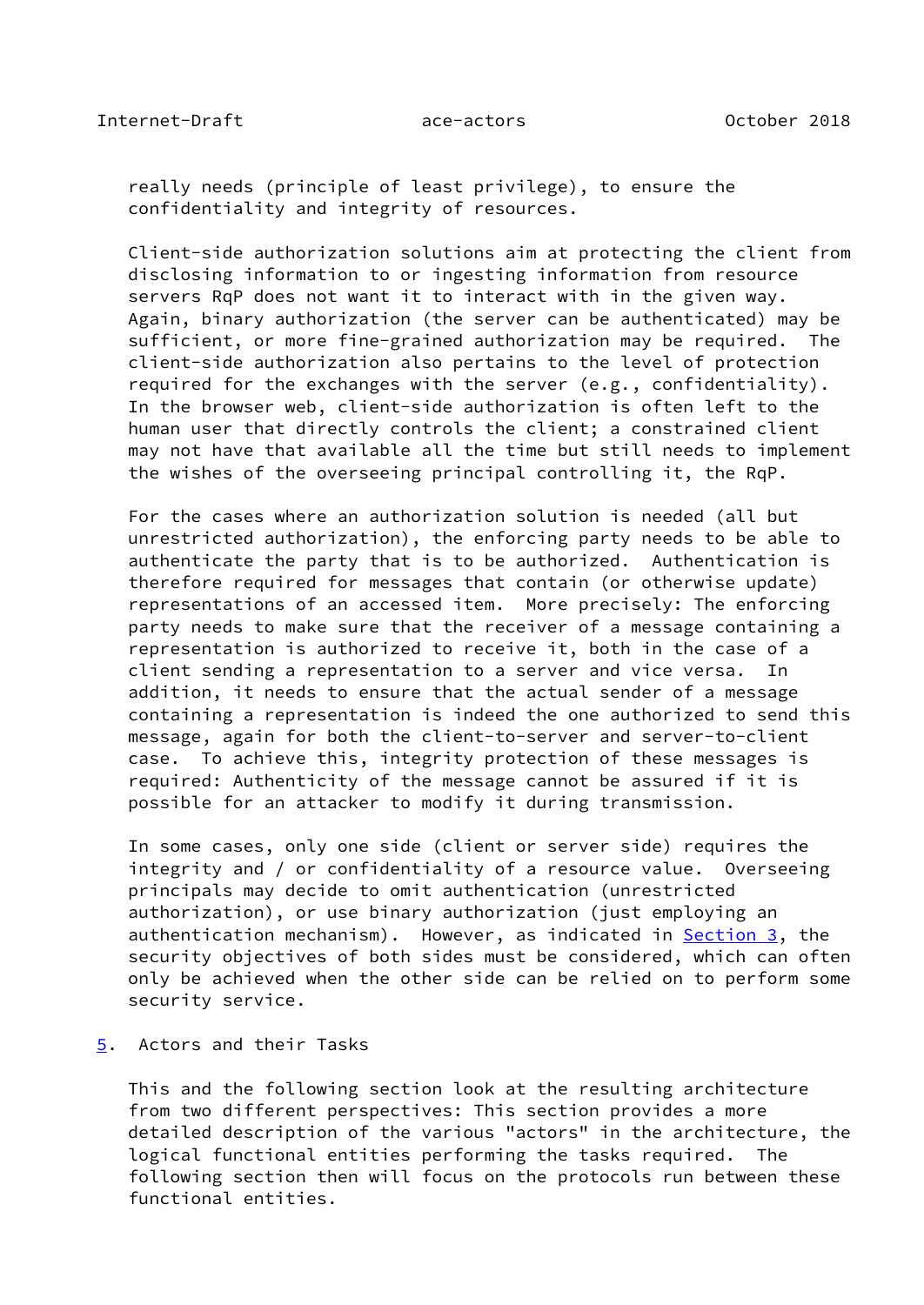really needs (principle of least privilege), to ensure the confidentiality and integrity of resources.

Client-side authorization solutions aim at protecting the client from disclosing information to or ingesting information from resource servers RqP does not want it to interact with in the given way. Again, binary authorization (the server can be authenticated) may be sufficient, or more fine-grained authorization may be required. The client-side authorization also pertains to the level of protection required for the exchanges with the server (e.g., confidentiality). In the browser web, client-side authorization is often left to the human user that directly controls the client; a constrained client may not have that available all the time but still needs to implement the wishes of the overseeing principal controlling it, the RqP.

For the cases where an authorization solution is needed (all but unrestricted authorization), the enforcing party needs to be able to authenticate the party that is to be authorized. Authentication is therefore required for messages that contain (or otherwise update) representations of an accessed item. More precisely: The enforcing party needs to make sure that the receiver of a message containing a representation is authorized to receive it, both in the case of a client sending a representation to a server and vice versa. In addition, it needs to ensure that the actual sender of a message containing a representation is indeed the one authorized to send this message, again for both the client-to-server and server-to-client case. To achieve this, integrity protection of these messages is required: Authenticity of the message cannot be assured if it is possible for an attacker to modify it during transmission.

In some cases, only one side (client or server side) requires the integrity and / or confidentiality of a resource value. Overseeing principals may decide to omit authentication (unrestricted authorization), or use binary authorization (just employing an authentication mechanism). However, as indicated in Section 3, the security objectives of both sides must be considered, which can often only be achieved when the other side can be relied on to perform some security service.

## 5. Actors and their Tasks

This and the following section look at the resulting architecture from two different perspectives: This section provides a more detailed description of the various "actors" in the architecture, the logical functional entities performing the tasks required. The following section then will focus on the protocols run between these functional entities.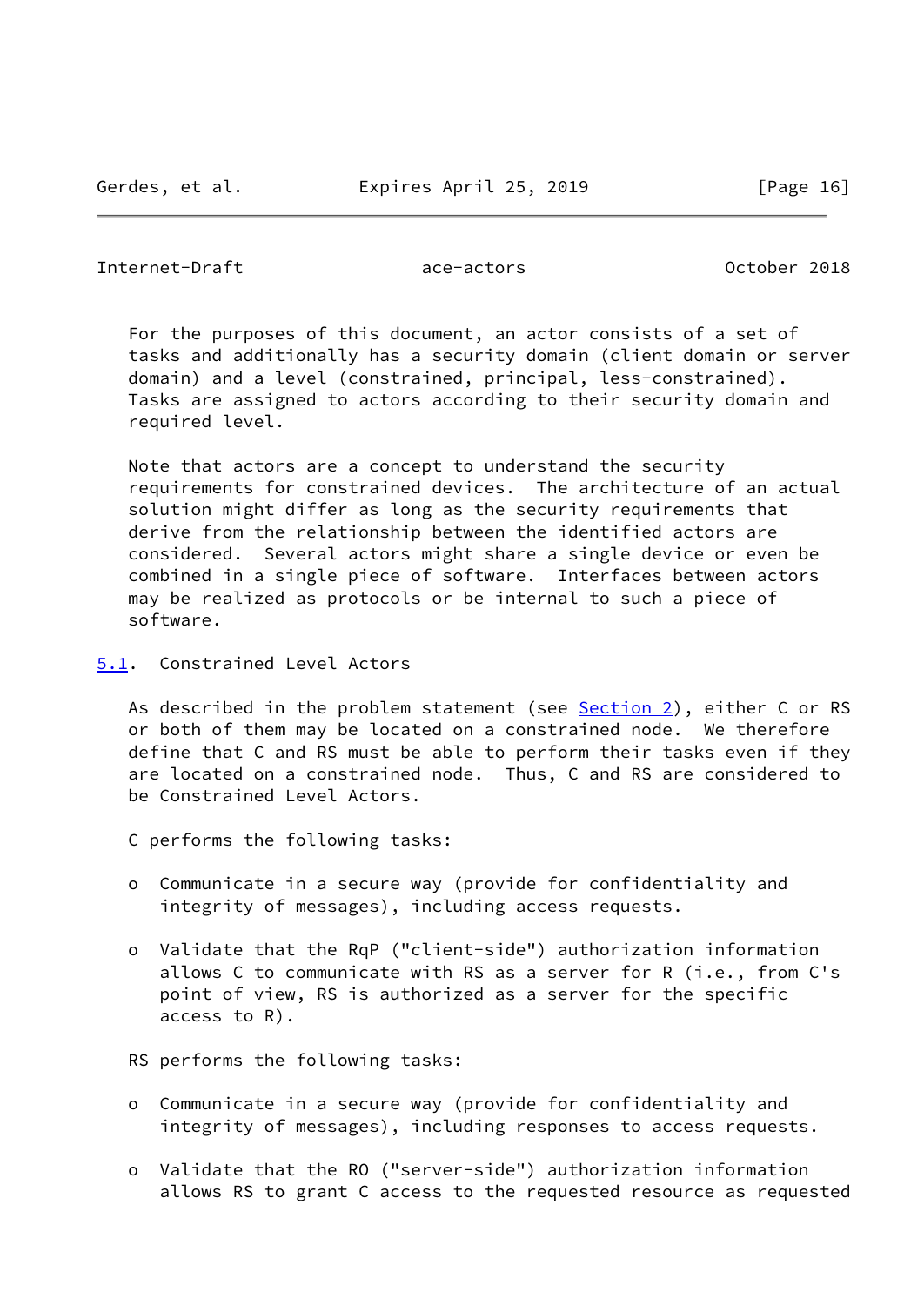For the purposes of this document, an actor consists of a set of tasks and additionally has a security domain (client domain or server domain) and a level (constrained, principal, less-constrained). Tasks are assigned to actors according to their security domain and required level.

Note that actors are a concept to understand the security requirements for constrained devices. The architecture of an actual solution might differ as long as the security requirements that derive from the relationship between the identified actors are considered. Several actors might share a single device or even be combined in a single piece of software. Interfaces between actors may be realized as protocols or be internal to such a piece of software.

## 5.1. Constrained Level Actors

As described in the problem statement (see Section 2), either C or RS or both of them may be located on a constrained node. We therefore define that C and RS must be able to perform their tasks even if they are located on a constrained node. Thus, C and RS are considered to be Constrained Level Actors.

C performs the following tasks:

- Communicate in a secure way (provide for confidentiality and integrity of messages), including access requests.
- Validate that the RqP ("client-side") authorization information allows C to communicate with RS as a server for R (i.e., from C's point of view, RS is authorized as a server for the specific access to R).

RS performs the following tasks:

- Communicate in a secure way (provide for confidentiality and integrity of messages), including responses to access requests.
- Validate that the RO ("server-side") authorization information allows RS to grant C access to the requested resource as requested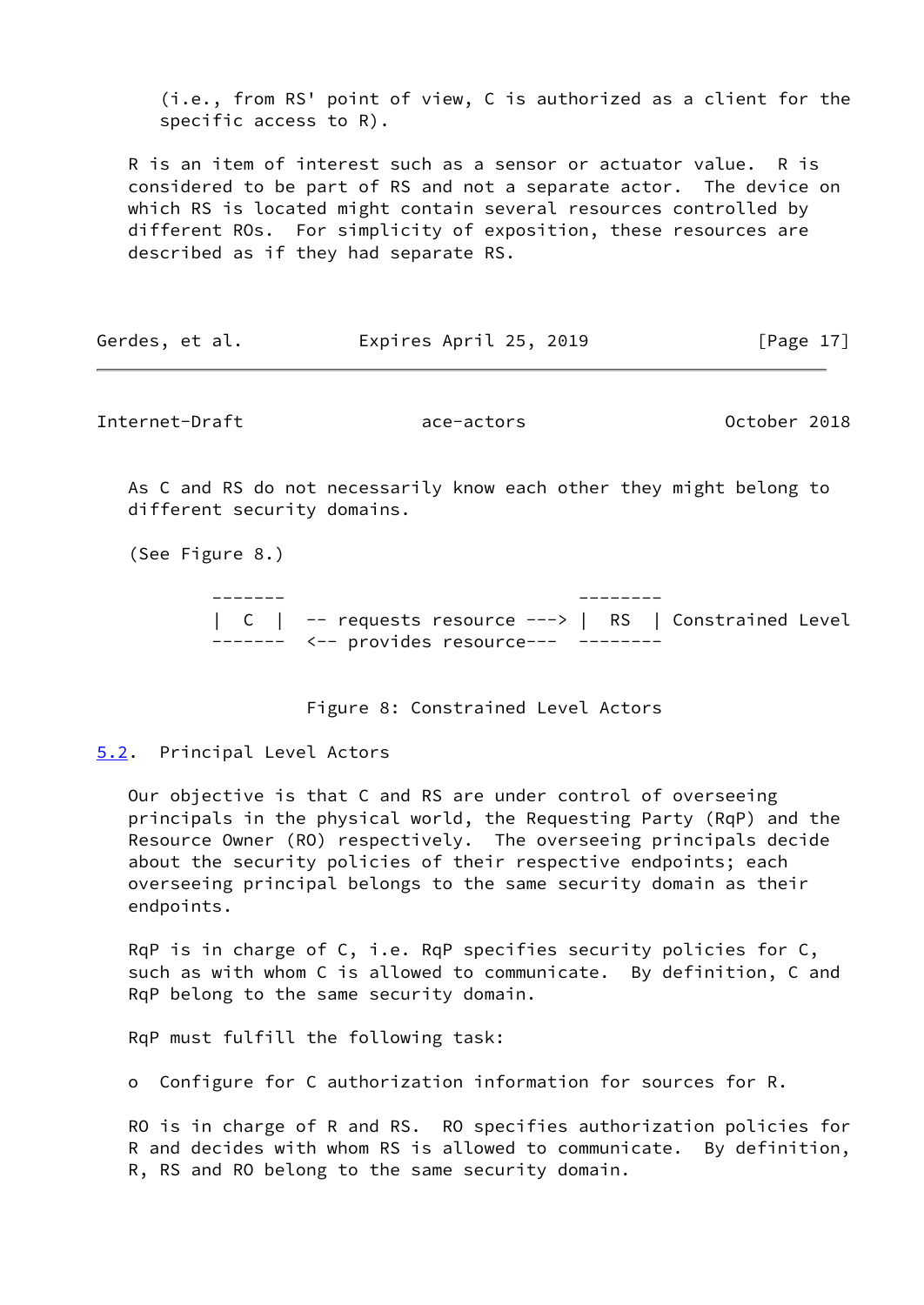(i.e., from RS' point of view, C is authorized as a client for the specific access to R).

R is an item of interest such as a sensor or actuator value. R is considered to be part of RS and not a separate actor. The device on which RS is located might contain several resources controlled by different ROs. For simplicity of exposition, these resources are described as if they had separate RS.

As C and RS do not necessarily know each other they might belong to different security domains.

(See Figure 8.)

```
       -------                           --------
       |  C  |  -- requests resource ---> |  RS  | Constrained Level
       -------  <-- provides resource---  --------
```

Figure 8: Constrained Level Actors

## 5.2. Principal Level Actors

Our objective is that C and RS are under control of overseeing principals in the physical world, the Requesting Party (RqP) and the Resource Owner (RO) respectively. The overseeing principals decide about the security policies of their respective endpoints; each overseeing principal belongs to the same security domain as their endpoints.

RqP is in charge of C, i.e. RqP specifies security policies for C, such as with whom C is allowed to communicate. By definition, C and RqP belong to the same security domain.

RqP must fulfill the following task:

- Configure for C authorization information for sources for R.

RO is in charge of R and RS. RO specifies authorization policies for R and decides with whom RS is allowed to communicate. By definition, R, RS and RO belong to the same security domain.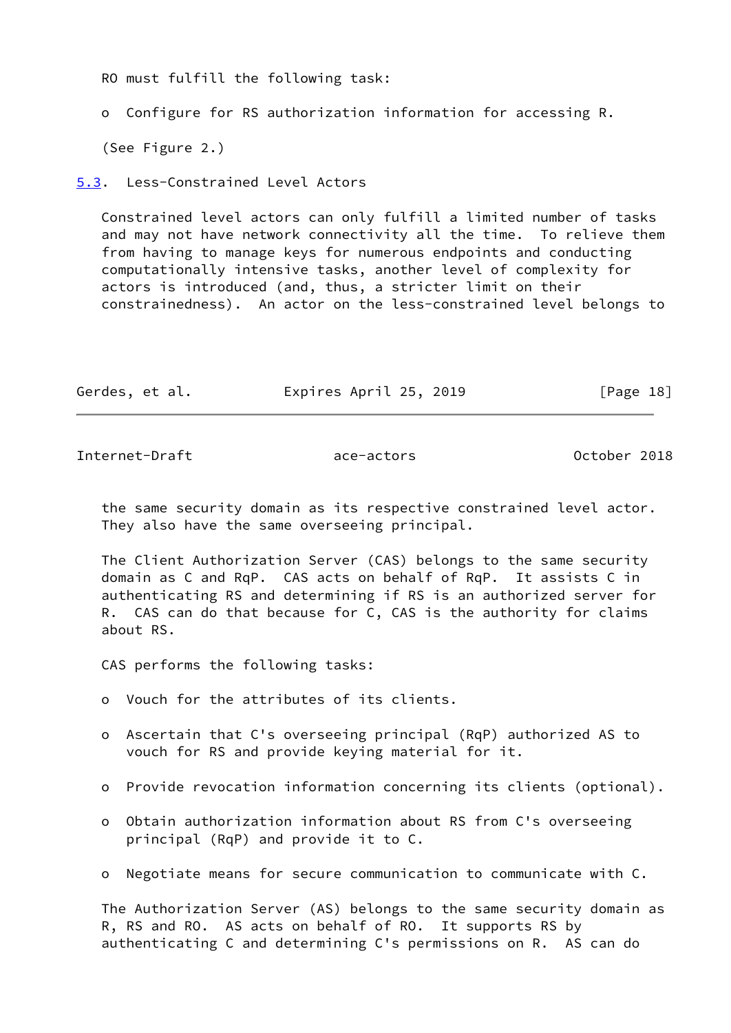RO must fulfill the following task:

- Configure for RS authorization information for accessing R.

(See Figure 2.)

### 5.3. Less-Constrained Level Actors

Constrained level actors can only fulfill a limited number of tasks and may not have network connectivity all the time. To relieve them from having to manage keys for numerous endpoints and conducting computationally intensive tasks, another level of complexity for actors is introduced (and, thus, a stricter limit on their constrainedness). An actor on the less-constrained level belongs to the same security domain as its respective constrained level actor. They also have the same overseeing principal.

The Client Authorization Server (CAS) belongs to the same security domain as C and RqP. CAS acts on behalf of RqP. It assists C in authenticating RS and determining if RS is an authorized server for R. CAS can do that because for C, CAS is the authority for claims about RS.

CAS performs the following tasks:

- Vouch for the attributes of its clients.
- Ascertain that C's overseeing principal (RqP) authorized AS to vouch for RS and provide keying material for it.
- Provide revocation information concerning its clients (optional).
- Obtain authorization information about RS from C's overseeing principal (RqP) and provide it to C.
- Negotiate means for secure communication to communicate with C.

The Authorization Server (AS) belongs to the same security domain as R, RS and RO. AS acts on behalf of RO. It supports RS by authenticating C and determining C's permissions on R. AS can do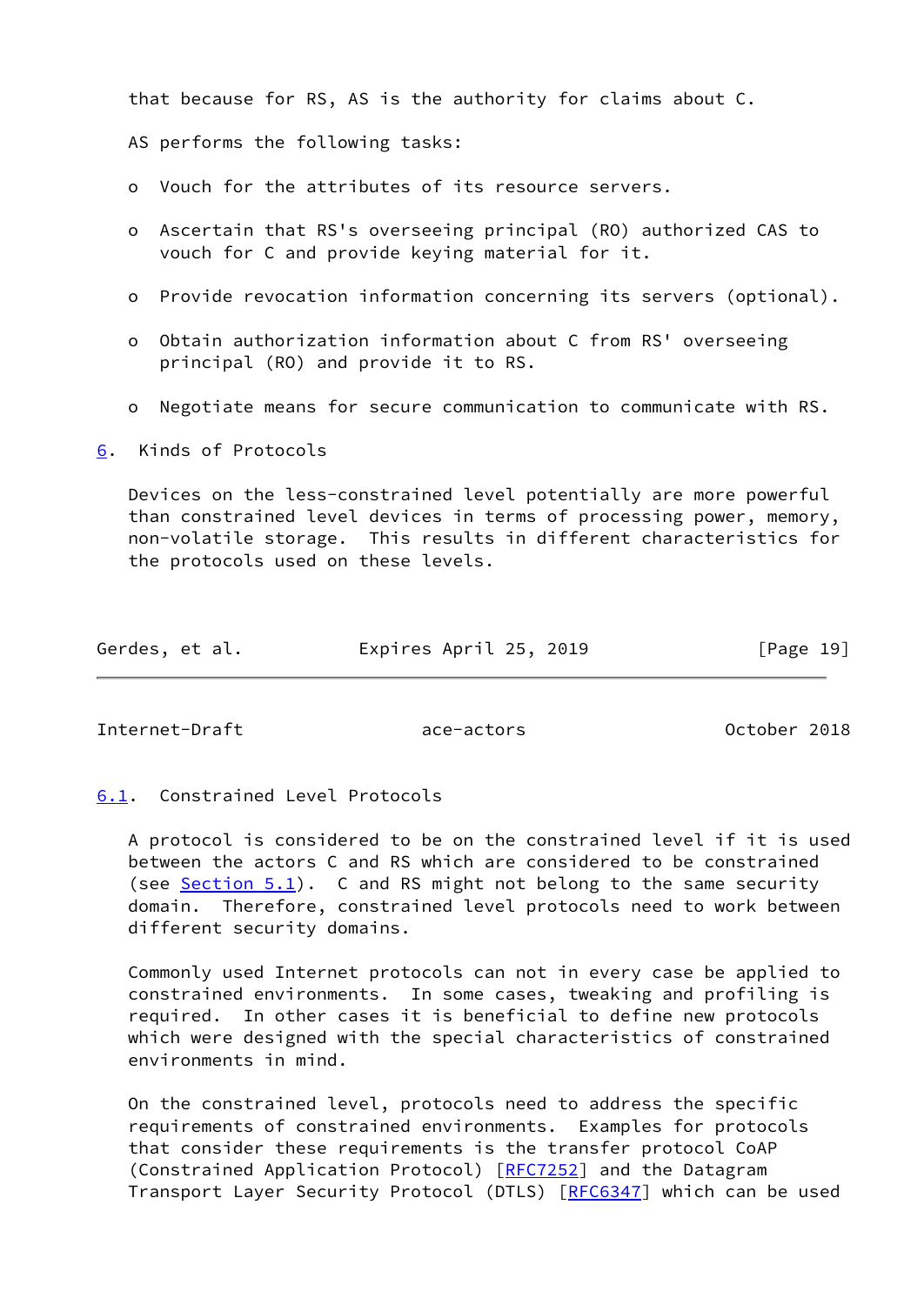that because for RS, AS is the authority for claims about C.

AS performs the following tasks:

- Vouch for the attributes of its resource servers.

- Ascertain that RS's overseeing principal (RO) authorized CAS to vouch for C and provide keying material for it.

- Provide revocation information concerning its servers (optional).

- Obtain authorization information about C from RS' overseeing principal (RO) and provide it to RS.

- Negotiate means for secure communication to communicate with RS.

## 6. Kinds of Protocols

Devices on the less-constrained level potentially are more powerful than constrained level devices in terms of processing power, memory, non-volatile storage. This results in different characteristics for the protocols used on these levels.

### 6.1. Constrained Level Protocols

A protocol is considered to be on the constrained level if it is used between the actors C and RS which are considered to be constrained (see Section 5.1). C and RS might not belong to the same security domain. Therefore, constrained level protocols need to work between different security domains.

Commonly used Internet protocols can not in every case be applied to constrained environments. In some cases, tweaking and profiling is required. In other cases it is beneficial to define new protocols which were designed with the special characteristics of constrained environments in mind.

On the constrained level, protocols need to address the specific requirements of constrained environments. Examples for protocols that consider these requirements is the transfer protocol CoAP (Constrained Application Protocol) [RFC7252] and the Datagram Transport Layer Security Protocol (DTLS) [RFC6347] which can be used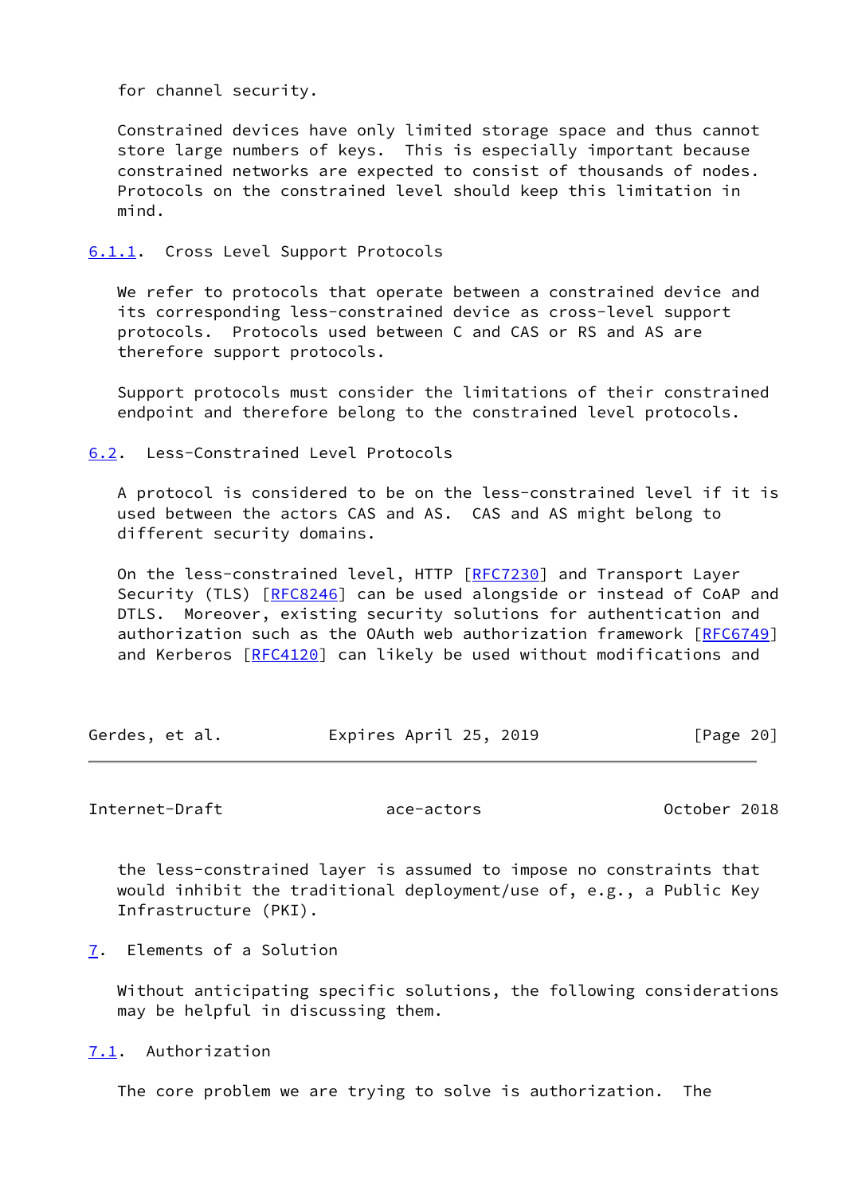for channel security.

Constrained devices have only limited storage space and thus cannot store large numbers of keys. This is especially important because constrained networks are expected to consist of thousands of nodes. Protocols on the constrained level should keep this limitation in mind.

### 6.1.1. Cross Level Support Protocols

We refer to protocols that operate between a constrained device and its corresponding less-constrained device as cross-level support protocols. Protocols used between C and CAS or RS and AS are therefore support protocols.

Support protocols must consider the limitations of their constrained endpoint and therefore belong to the constrained level protocols.

## 6.2. Less-Constrained Level Protocols

A protocol is considered to be on the less-constrained level if it is used between the actors CAS and AS. CAS and AS might belong to different security domains.

On the less-constrained level, HTTP [RFC7230] and Transport Layer Security (TLS) [RFC8246] can be used alongside or instead of CoAP and DTLS. Moreover, existing security solutions for authentication and authorization such as the OAuth web authorization framework [RFC6749] and Kerberos [RFC4120] can likely be used without modifications and the less-constrained layer is assumed to impose no constraints that would inhibit the traditional deployment/use of, e.g., a Public Key Infrastructure (PKI).

# 7. Elements of a Solution

Without anticipating specific solutions, the following considerations may be helpful in discussing them.

## 7.1. Authorization

The core problem we are trying to solve is authorization. The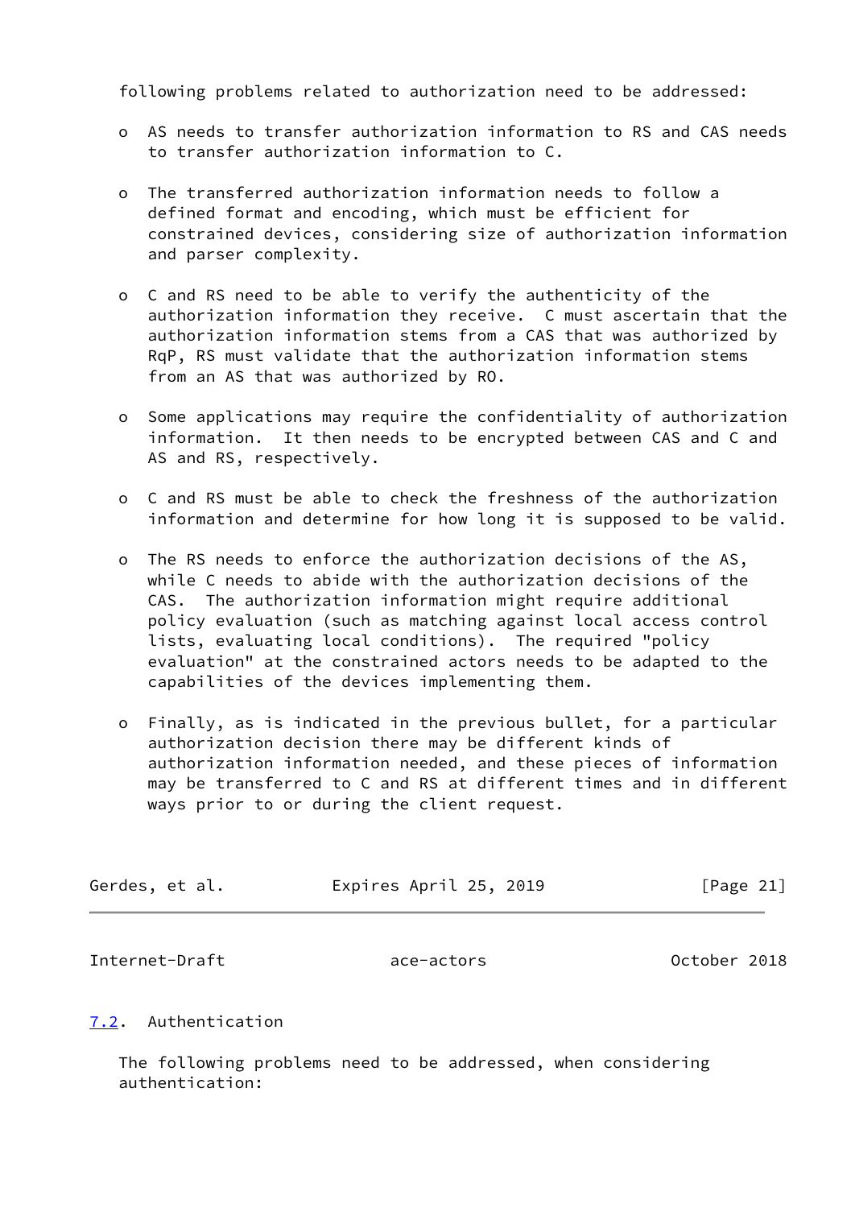following problems related to authorization need to be addressed:

- AS needs to transfer authorization information to RS and CAS needs to transfer authorization information to C.

- The transferred authorization information needs to follow a defined format and encoding, which must be efficient for constrained devices, considering size of authorization information and parser complexity.

- C and RS need to be able to verify the authenticity of the authorization information they receive. C must ascertain that the authorization information stems from a CAS that was authorized by RqP, RS must validate that the authorization information stems from an AS that was authorized by RO.

- Some applications may require the confidentiality of authorization information. It then needs to be encrypted between CAS and C and AS and RS, respectively.

- C and RS must be able to check the freshness of the authorization information and determine for how long it is supposed to be valid.

- The RS needs to enforce the authorization decisions of the AS, while C needs to abide with the authorization decisions of the CAS. The authorization information might require additional policy evaluation (such as matching against local access control lists, evaluating local conditions). The required "policy evaluation" at the constrained actors needs to be adapted to the capabilities of the devices implementing them.

- Finally, as is indicated in the previous bullet, for a particular authorization decision there may be different kinds of authorization information needed, and these pieces of information may be transferred to C and RS at different times and in different ways prior to or during the client request.

## 7.2. Authentication

The following problems need to be addressed, when considering authentication: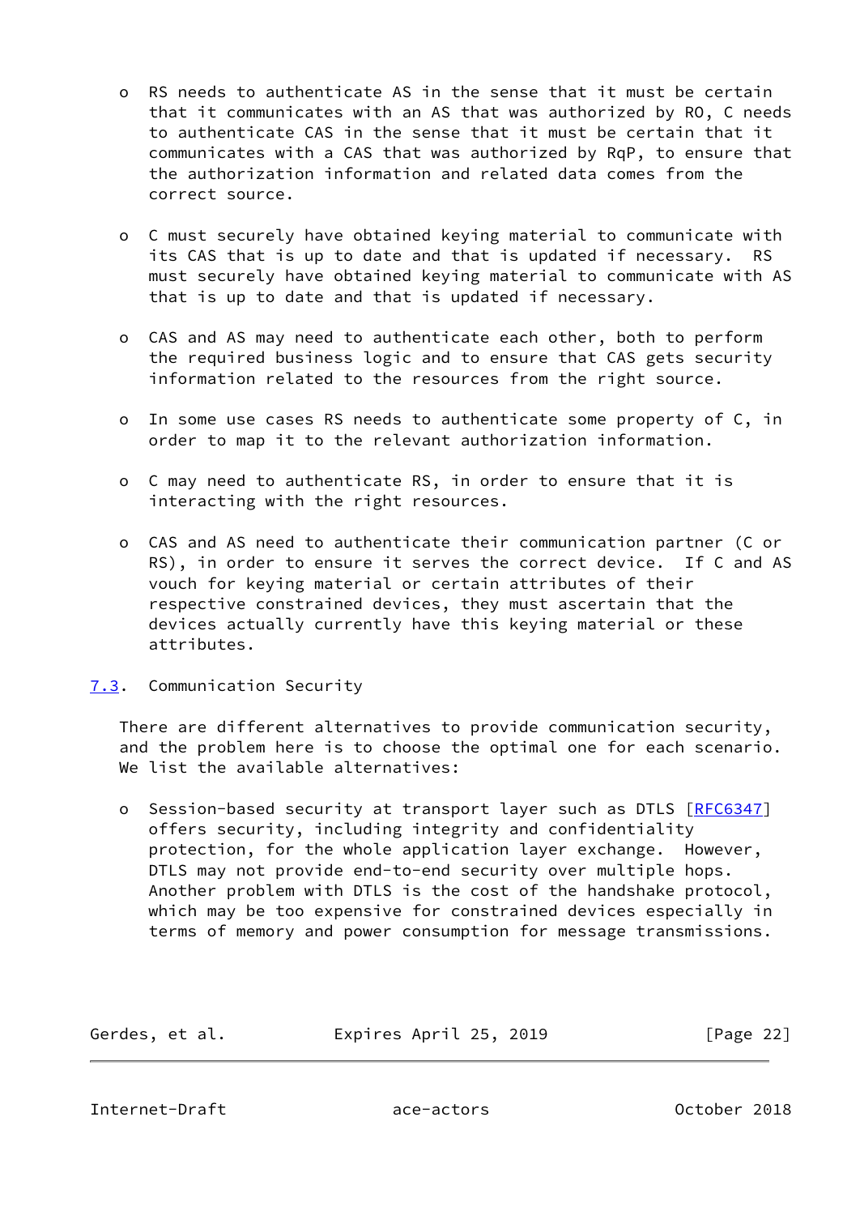- RS needs to authenticate AS in the sense that it must be certain that it communicates with an AS that was authorized by RO, C needs to authenticate CAS in the sense that it must be certain that it communicates with a CAS that was authorized by RqP, to ensure that the authorization information and related data comes from the correct source.

- C must securely have obtained keying material to communicate with its CAS that is up to date and that is updated if necessary. RS must securely have obtained keying material to communicate with AS that is up to date and that is updated if necessary.

- CAS and AS may need to authenticate each other, both to perform the required business logic and to ensure that CAS gets security information related to the resources from the right source.

- In some use cases RS needs to authenticate some property of C, in order to map it to the relevant authorization information.

- C may need to authenticate RS, in order to ensure that it is interacting with the right resources.

- CAS and AS need to authenticate their communication partner (C or RS), in order to ensure it serves the correct device. If C and AS vouch for keying material or certain attributes of their respective constrained devices, they must ascertain that the devices actually currently have this keying material or these attributes.

### 7.3. Communication Security

There are different alternatives to provide communication security, and the problem here is to choose the optimal one for each scenario. We list the available alternatives:

- Session-based security at transport layer such as DTLS [RFC6347] offers security, including integrity and confidentiality protection, for the whole application layer exchange. However, DTLS may not provide end-to-end security over multiple hops. Another problem with DTLS is the cost of the handshake protocol, which may be too expensive for constrained devices especially in terms of memory and power consumption for message transmissions.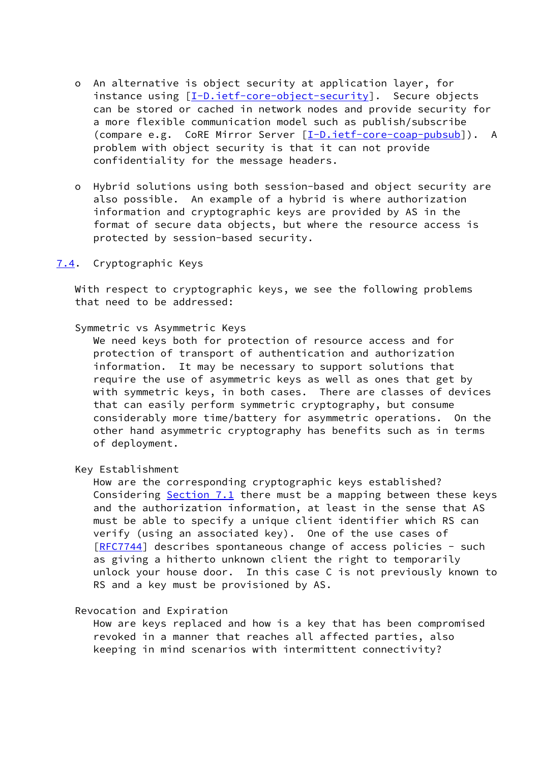- An alternative is object security at application layer, for instance using [I-D.ietf-core-object-security]. Secure objects can be stored or cached in network nodes and provide security for a more flexible communication model such as publish/subscribe (compare e.g. CoRE Mirror Server [I-D.ietf-core-coap-pubsub]). A problem with object security is that it can not provide confidentiality for the message headers.

- Hybrid solutions using both session-based and object security are also possible. An example of a hybrid is where authorization information and cryptographic keys are provided by AS in the format of secure data objects, but where the resource access is protected by session-based security.

### 7.4. Cryptographic Keys

With respect to cryptographic keys, we see the following problems that need to be addressed:

Symmetric vs Asymmetric Keys
: We need keys both for protection of resource access and for protection of transport of authentication and authorization information. It may be necessary to support solutions that require the use of asymmetric keys as well as ones that get by with symmetric keys, in both cases. There are classes of devices that can easily perform symmetric cryptography, but consume considerably more time/battery for asymmetric operations. On the other hand asymmetric cryptography has benefits such as in terms of deployment.

Key Establishment
: How are the corresponding cryptographic keys established? Considering Section 7.1 there must be a mapping between these keys and the authorization information, at least in the sense that AS must be able to specify a unique client identifier which RS can verify (using an associated key). One of the use cases of [RFC7744] describes spontaneous change of access policies - such as giving a hitherto unknown client the right to temporarily unlock your house door. In this case C is not previously known to RS and a key must be provisioned by AS.

Revocation and Expiration
: How are keys replaced and how is a key that has been compromised revoked in a manner that reaches all affected parties, also keeping in mind scenarios with intermittent connectivity?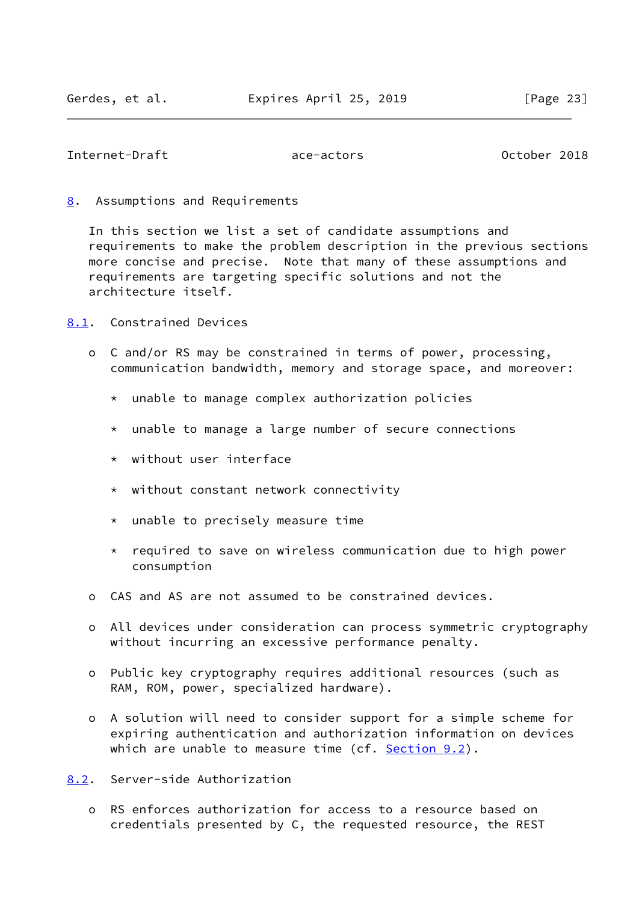## 8. Assumptions and Requirements

In this section we list a set of candidate assumptions and requirements to make the problem description in the previous sections more concise and precise. Note that many of these assumptions and requirements are targeting specific solutions and not the architecture itself.

### 8.1. Constrained Devices

- C and/or RS may be constrained in terms of power, processing, communication bandwidth, memory and storage space, and moreover:

  * unable to manage complex authorization policies

  * unable to manage a large number of secure connections

  * without user interface

  * without constant network connectivity

  * unable to precisely measure time

  * required to save on wireless communication due to high power consumption

- CAS and AS are not assumed to be constrained devices.

- All devices under consideration can process symmetric cryptography without incurring an excessive performance penalty.

- Public key cryptography requires additional resources (such as RAM, ROM, power, specialized hardware).

- A solution will need to consider support for a simple scheme for expiring authentication and authorization information on devices which are unable to measure time (cf. Section 9.2).

### 8.2. Server-side Authorization

- RS enforces authorization for access to a resource based on credentials presented by C, the requested resource, the REST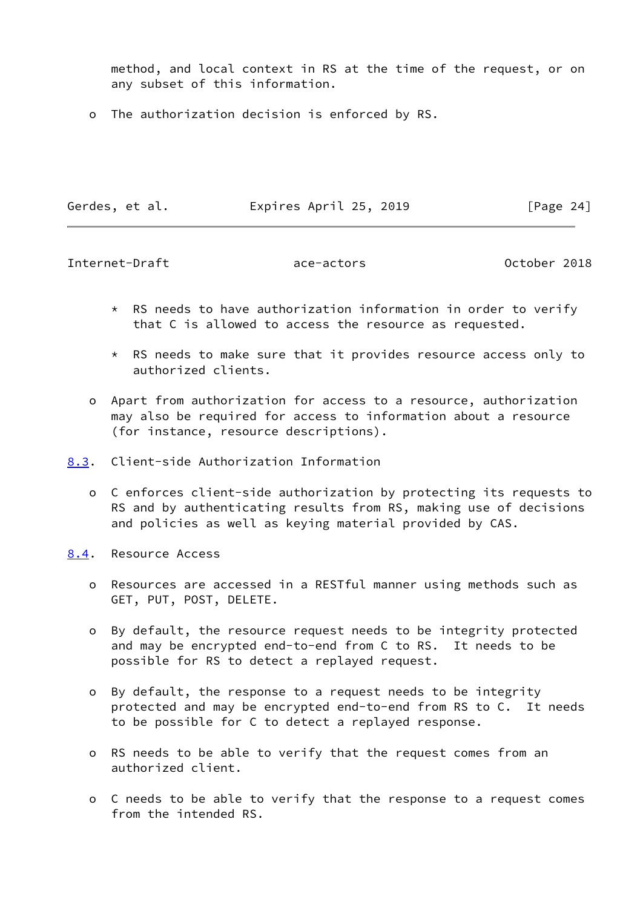method, and local context in RS at the time of the request, or on any subset of this information.

- The authorization decision is enforced by RS.

  * RS needs to have authorization information in order to verify that C is allowed to access the resource as requested.

  * RS needs to make sure that it provides resource access only to authorized clients.

- Apart from authorization for access to a resource, authorization may also be required for access to information about a resource (for instance, resource descriptions).

### 8.3. Client-side Authorization Information

- C enforces client-side authorization by protecting its requests to RS and by authenticating results from RS, making use of decisions and policies as well as keying material provided by CAS.

### 8.4. Resource Access

- Resources are accessed in a RESTful manner using methods such as GET, PUT, POST, DELETE.

- By default, the resource request needs to be integrity protected and may be encrypted end-to-end from C to RS. It needs to be possible for RS to detect a replayed request.

- By default, the response to a request needs to be integrity protected and may be encrypted end-to-end from RS to C. It needs to be possible for C to detect a replayed response.

- RS needs to be able to verify that the request comes from an authorized client.

- C needs to be able to verify that the response to a request comes from the intended RS.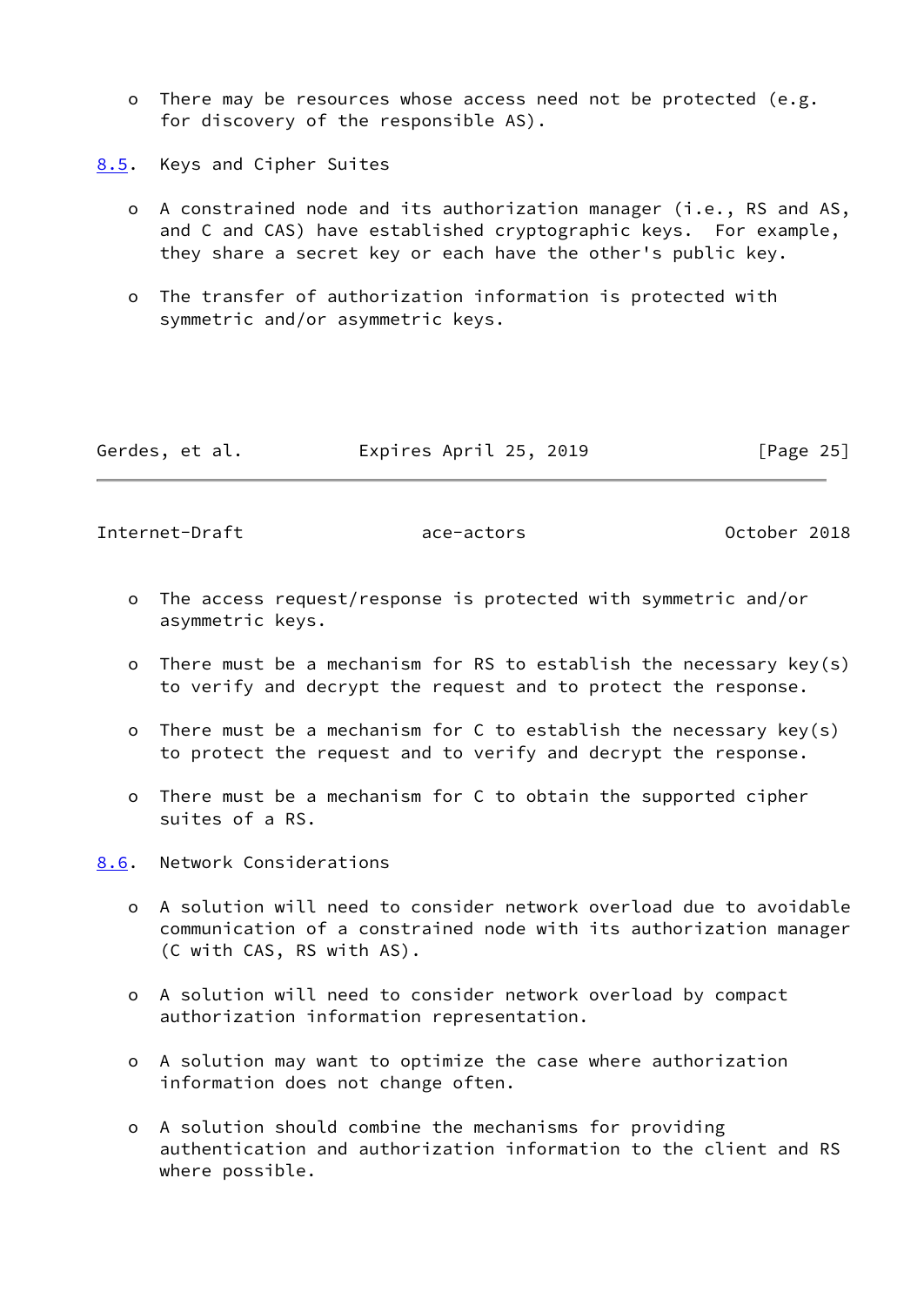- There may be resources whose access need not be protected (e.g. for discovery of the responsible AS).

### 8.5. Keys and Cipher Suites

- A constrained node and its authorization manager (i.e., RS and AS, and C and CAS) have established cryptographic keys. For example, they share a secret key or each have the other's public key.

- The transfer of authorization information is protected with symmetric and/or asymmetric keys.

- The access request/response is protected with symmetric and/or asymmetric keys.

- There must be a mechanism for RS to establish the necessary key(s) to verify and decrypt the request and to protect the response.

- There must be a mechanism for C to establish the necessary key(s) to protect the request and to verify and decrypt the response.

- There must be a mechanism for C to obtain the supported cipher suites of a RS.

### 8.6. Network Considerations

- A solution will need to consider network overload due to avoidable communication of a constrained node with its authorization manager (C with CAS, RS with AS).

- A solution will need to consider network overload by compact authorization information representation.

- A solution may want to optimize the case where authorization information does not change often.

- A solution should combine the mechanisms for providing authentication and authorization information to the client and RS where possible.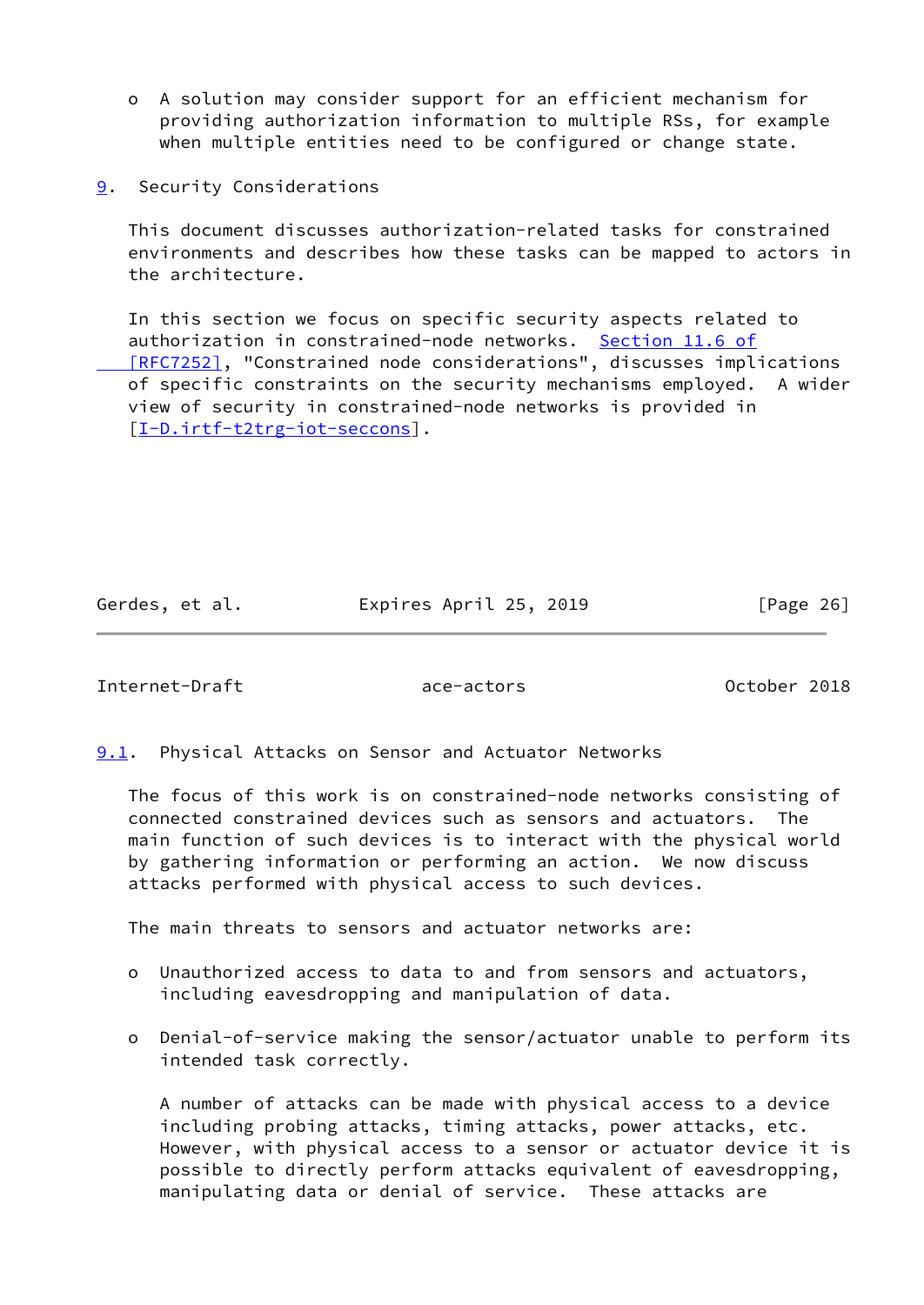- A solution may consider support for an efficient mechanism for providing authorization information to multiple RSs, for example when multiple entities need to be configured or change state.

## 9. Security Considerations

This document discusses authorization-related tasks for constrained environments and describes how these tasks can be mapped to actors in the architecture.

In this section we focus on specific security aspects related to authorization in constrained-node networks. Section 11.6 of [RFC7252], "Constrained node considerations", discusses implications of specific constraints on the security mechanisms employed. A wider view of security in constrained-node networks is provided in [I-D.irtf-t2trg-iot-seccons].

### 9.1. Physical Attacks on Sensor and Actuator Networks

The focus of this work is on constrained-node networks consisting of connected constrained devices such as sensors and actuators. The main function of such devices is to interact with the physical world by gathering information or performing an action. We now discuss attacks performed with physical access to such devices.

The main threats to sensors and actuator networks are:

- Unauthorized access to data to and from sensors and actuators, including eavesdropping and manipulation of data.

- Denial-of-service making the sensor/actuator unable to perform its intended task correctly.

  A number of attacks can be made with physical access to a device including probing attacks, timing attacks, power attacks, etc. However, with physical access to a sensor or actuator device it is possible to directly perform attacks equivalent of eavesdropping, manipulating data or denial of service. These attacks are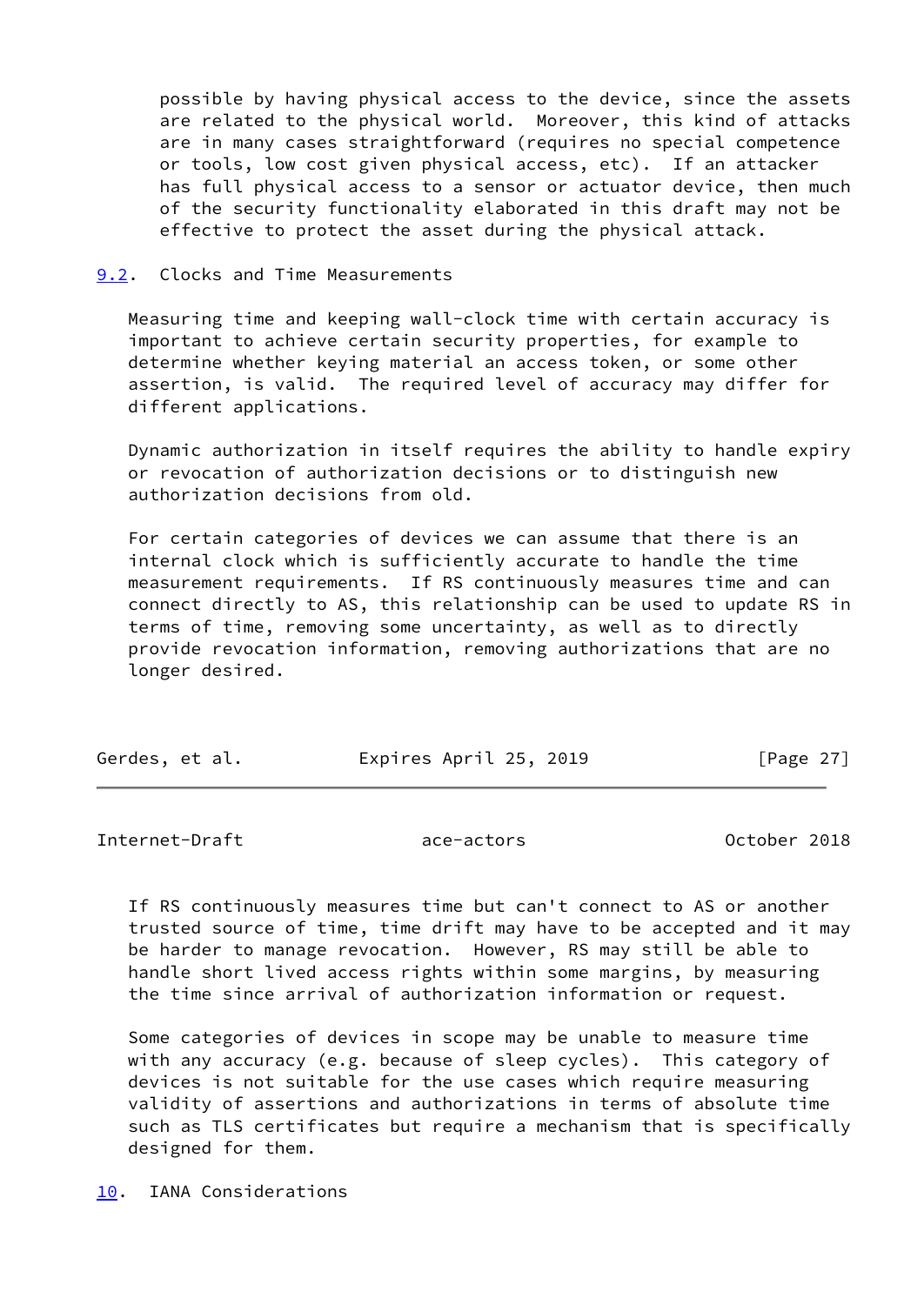possible by having physical access to the device, since the assets are related to the physical world. Moreover, this kind of attacks are in many cases straightforward (requires no special competence or tools, low cost given physical access, etc). If an attacker has full physical access to a sensor or actuator device, then much of the security functionality elaborated in this draft may not be effective to protect the asset during the physical attack.

### 9.2. Clocks and Time Measurements

Measuring time and keeping wall-clock time with certain accuracy is important to achieve certain security properties, for example to determine whether keying material an access token, or some other assertion, is valid. The required level of accuracy may differ for different applications.

Dynamic authorization in itself requires the ability to handle expiry or revocation of authorization decisions or to distinguish new authorization decisions from old.

For certain categories of devices we can assume that there is an internal clock which is sufficiently accurate to handle the time measurement requirements. If RS continuously measures time and can connect directly to AS, this relationship can be used to update RS in terms of time, removing some uncertainty, as well as to directly provide revocation information, removing authorizations that are no longer desired.

If RS continuously measures time but can't connect to AS or another trusted source of time, time drift may have to be accepted and it may be harder to manage revocation. However, RS may still be able to handle short lived access rights within some margins, by measuring the time since arrival of authorization information or request.

Some categories of devices in scope may be unable to measure time with any accuracy (e.g. because of sleep cycles). This category of devices is not suitable for the use cases which require measuring validity of assertions and authorizations in terms of absolute time such as TLS certificates but require a mechanism that is specifically designed for them.

## 10. IANA Considerations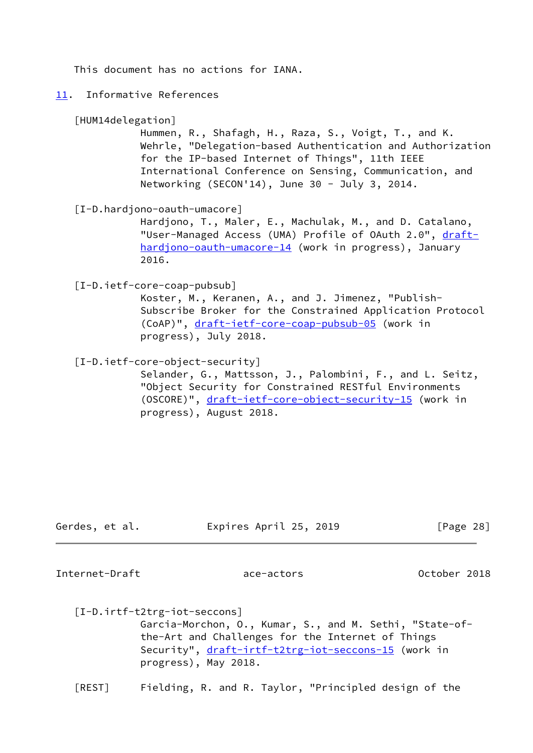This document has no actions for IANA.

## 11. Informative References

[HUM14delegation]
Hummen, R., Shafagh, H., Raza, S., Voigt, T., and K. Wehrle, "Delegation-based Authentication and Authorization for the IP-based Internet of Things", 11th IEEE International Conference on Sensing, Communication, and Networking (SECON'14), June 30 - July 3, 2014.

[I-D.hardjono-oauth-umacore]
Hardjono, T., Maler, E., Machulak, M., and D. Catalano, "User-Managed Access (UMA) Profile of OAuth 2.0", draft-hardjono-oauth-umacore-14 (work in progress), January 2016.

[I-D.ietf-core-coap-pubsub]
Koster, M., Keranen, A., and J. Jimenez, "Publish-Subscribe Broker for the Constrained Application Protocol (CoAP)", draft-ietf-core-coap-pubsub-05 (work in progress), July 2018.

[I-D.ietf-core-object-security]
Selander, G., Mattsson, J., Palombini, F., and L. Seitz, "Object Security for Constrained RESTful Environments (OSCORE)", draft-ietf-core-object-security-15 (work in progress), August 2018.

[I-D.irtf-t2trg-iot-seccons]
Garcia-Morchon, O., Kumar, S., and M. Sethi, "State-of-the-Art and Challenges for the Internet of Things Security", draft-irtf-t2trg-iot-seccons-15 (work in progress), May 2018.

[REST] Fielding, R. and R. Taylor, "Principled design of the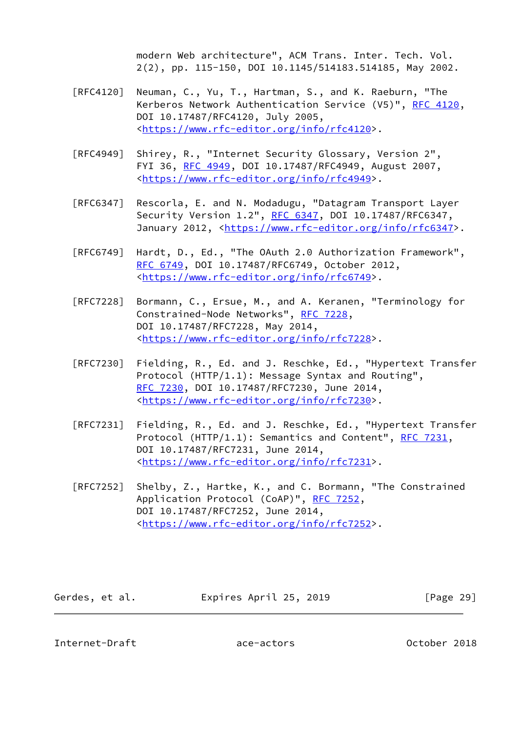modern Web architecture", ACM Trans. Inter. Tech. Vol. 2(2), pp. 115-150, DOI 10.1145/514183.514185, May 2002.

[RFC4120] Neuman, C., Yu, T., Hartman, S., and K. Raeburn, "The Kerberos Network Authentication Service (V5)", RFC 4120, DOI 10.17487/RFC4120, July 2005, <https://www.rfc-editor.org/info/rfc4120>.

[RFC4949] Shirey, R., "Internet Security Glossary, Version 2", FYI 36, RFC 4949, DOI 10.17487/RFC4949, August 2007, <https://www.rfc-editor.org/info/rfc4949>.

[RFC6347] Rescorla, E. and N. Modadugu, "Datagram Transport Layer Security Version 1.2", RFC 6347, DOI 10.17487/RFC6347, January 2012, <https://www.rfc-editor.org/info/rfc6347>.

[RFC6749] Hardt, D., Ed., "The OAuth 2.0 Authorization Framework", RFC 6749, DOI 10.17487/RFC6749, October 2012, <https://www.rfc-editor.org/info/rfc6749>.

[RFC7228] Bormann, C., Ersue, M., and A. Keranen, "Terminology for Constrained-Node Networks", RFC 7228, DOI 10.17487/RFC7228, May 2014, <https://www.rfc-editor.org/info/rfc7228>.

[RFC7230] Fielding, R., Ed. and J. Reschke, Ed., "Hypertext Transfer Protocol (HTTP/1.1): Message Syntax and Routing", RFC 7230, DOI 10.17487/RFC7230, June 2014, <https://www.rfc-editor.org/info/rfc7230>.

[RFC7231] Fielding, R., Ed. and J. Reschke, Ed., "Hypertext Transfer Protocol (HTTP/1.1): Semantics and Content", RFC 7231, DOI 10.17487/RFC7231, June 2014, <https://www.rfc-editor.org/info/rfc7231>.

[RFC7252] Shelby, Z., Hartke, K., and C. Bormann, "The Constrained Application Protocol (CoAP)", RFC 7252, DOI 10.17487/RFC7252, June 2014, <https://www.rfc-editor.org/info/rfc7252>.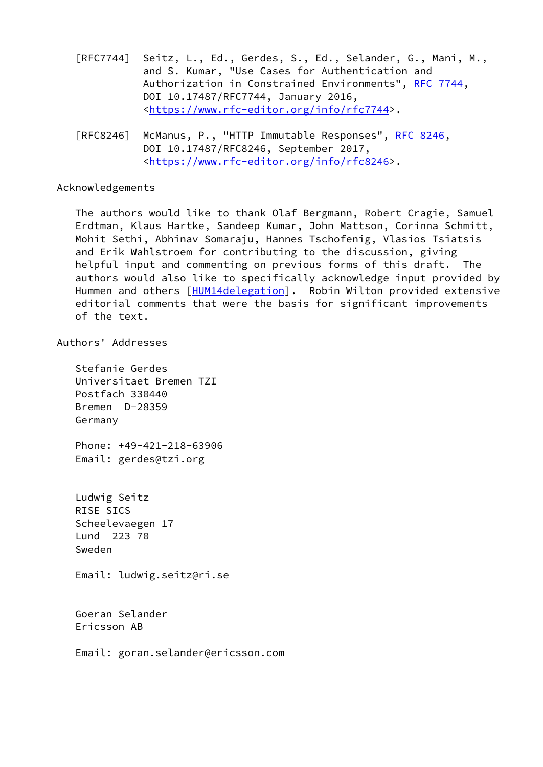[RFC7744] Seitz, L., Ed., Gerdes, S., Ed., Selander, G., Mani, M., and S. Kumar, "Use Cases for Authentication and Authorization in Constrained Environments", RFC 7744, DOI 10.17487/RFC7744, January 2016, <https://www.rfc-editor.org/info/rfc7744>.

[RFC8246] McManus, P., "HTTP Immutable Responses", RFC 8246, DOI 10.17487/RFC8246, September 2017, <https://www.rfc-editor.org/info/rfc8246>.

## Acknowledgements

The authors would like to thank Olaf Bergmann, Robert Cragie, Samuel Erdtman, Klaus Hartke, Sandeep Kumar, John Mattson, Corinna Schmitt, Mohit Sethi, Abhinav Somaraju, Hannes Tschofenig, Vlasios Tsiatsis and Erik Wahlstroem for contributing to the discussion, giving helpful input and commenting on previous forms of this draft. The authors would also like to specifically acknowledge input provided by Hummen and others [HUM14delegation]. Robin Wilton provided extensive editorial comments that were the basis for significant improvements of the text.

## Authors' Addresses

Stefanie Gerdes
Universitaet Bremen TZI
Postfach 330440
Bremen D-28359
Germany

Phone: +49-421-218-63906
Email: gerdes@tzi.org

Ludwig Seitz
RISE SICS
Scheelevaegen 17
Lund 223 70
Sweden

Email: ludwig.seitz@ri.se

Goeran Selander
Ericsson AB

Email: goran.selander@ericsson.com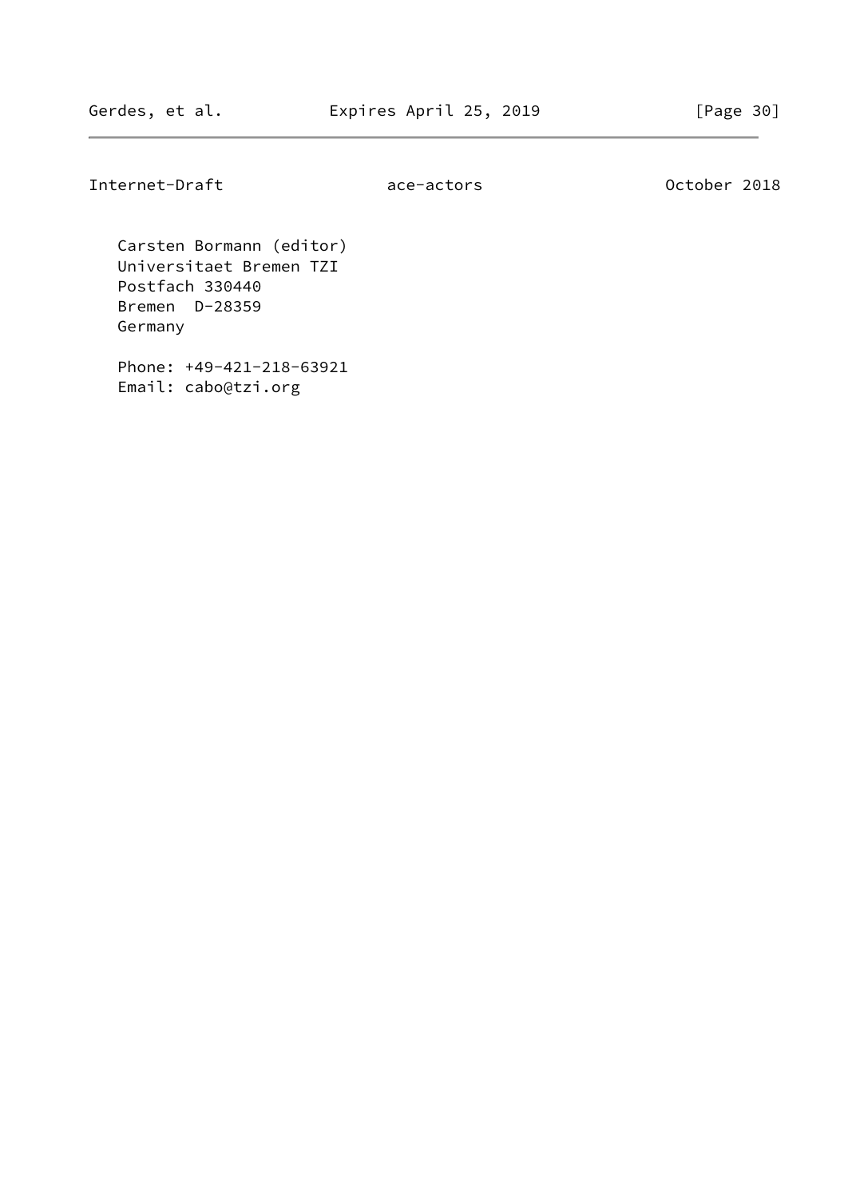Carsten Bormann (editor)
Universitaet Bremen TZI
Postfach 330440
Bremen  D-28359
Germany

Phone: +49-421-218-63921
Email: cabo@tzi.org